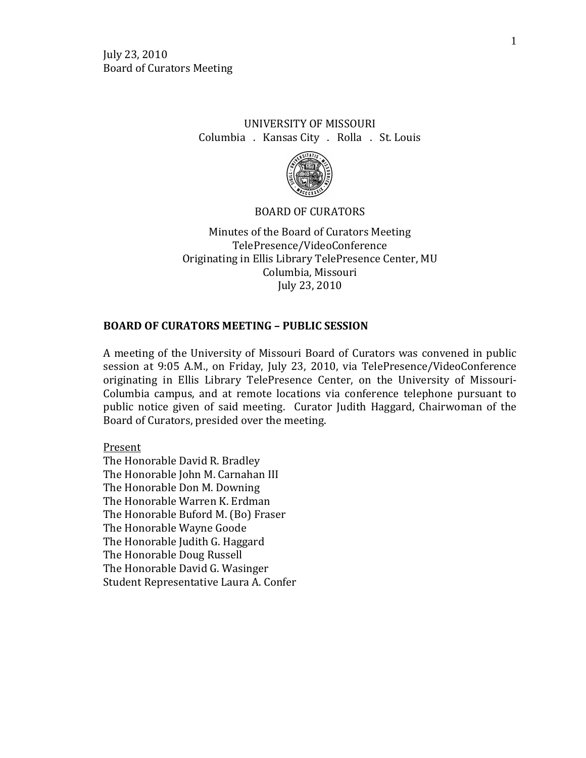July 23, 2010
Board of Curators Meeting

UNIVERSITY OF MISSOURI
Columbia . Kansas City . Rolla . St. Louis

BOARD OF CURATORS

Minutes of the Board of Curators Meeting
TelePresence/VideoConference
Originating in Ellis Library TelePresence Center, MU
Columbia, Missouri
July 23, 2010

**BOARD OF CURATORS MEETING – PUBLIC SESSION**

A meeting of the University of Missouri Board of Curators was convened in public session at 9:05 A.M., on Friday, July 23, 2010, via TelePresence/VideoConference originating in Ellis Library TelePresence Center, on the University of Missouri-Columbia campus, and at remote locations via conference telephone pursuant to public notice given of said meeting. Curator Judith Haggard, Chairwoman of the Board of Curators, presided over the meeting.

Present
The Honorable David R. Bradley
The Honorable John M. Carnahan III
The Honorable Don M. Downing
The Honorable Warren K. Erdman
The Honorable Buford M. (Bo) Fraser
The Honorable Wayne Goode
The Honorable Judith G. Haggard
The Honorable Doug Russell
The Honorable David G. Wasinger
Student Representative Laura A. Confer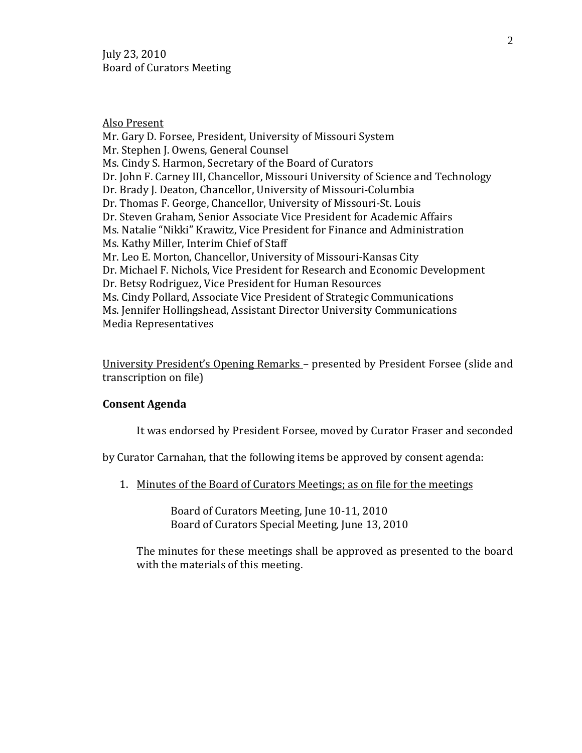July 23, 2010
Board of Curators Meeting

Also Present
Mr. Gary D. Forsee, President, University of Missouri System
Mr. Stephen J. Owens, General Counsel
Ms. Cindy S. Harmon, Secretary of the Board of Curators
Dr. John F. Carney III, Chancellor, Missouri University of Science and Technology
Dr. Brady J. Deaton, Chancellor, University of Missouri-Columbia
Dr. Thomas F. George, Chancellor, University of Missouri-St. Louis
Dr. Steven Graham, Senior Associate Vice President for Academic Affairs
Ms. Natalie "Nikki" Krawitz, Vice President for Finance and Administration
Ms. Kathy Miller, Interim Chief of Staff
Mr. Leo E. Morton, Chancellor, University of Missouri-Kansas City
Dr. Michael F. Nichols, Vice President for Research and Economic Development
Dr. Betsy Rodriguez, Vice President for Human Resources
Ms. Cindy Pollard, Associate Vice President of Strategic Communications
Ms. Jennifer Hollingshead, Assistant Director University Communications
Media Representatives

University President's Opening Remarks – presented by President Forsee (slide and transcription on file)

**Consent Agenda**

It was endorsed by President Forsee, moved by Curator Fraser and seconded by Curator Carnahan, that the following items be approved by consent agenda:

1. Minutes of the Board of Curators Meetings; as on file for the meetings

   Board of Curators Meeting, June 10-11, 2010
   Board of Curators Special Meeting, June 13, 2010

   The minutes for these meetings shall be approved as presented to the board with the materials of this meeting.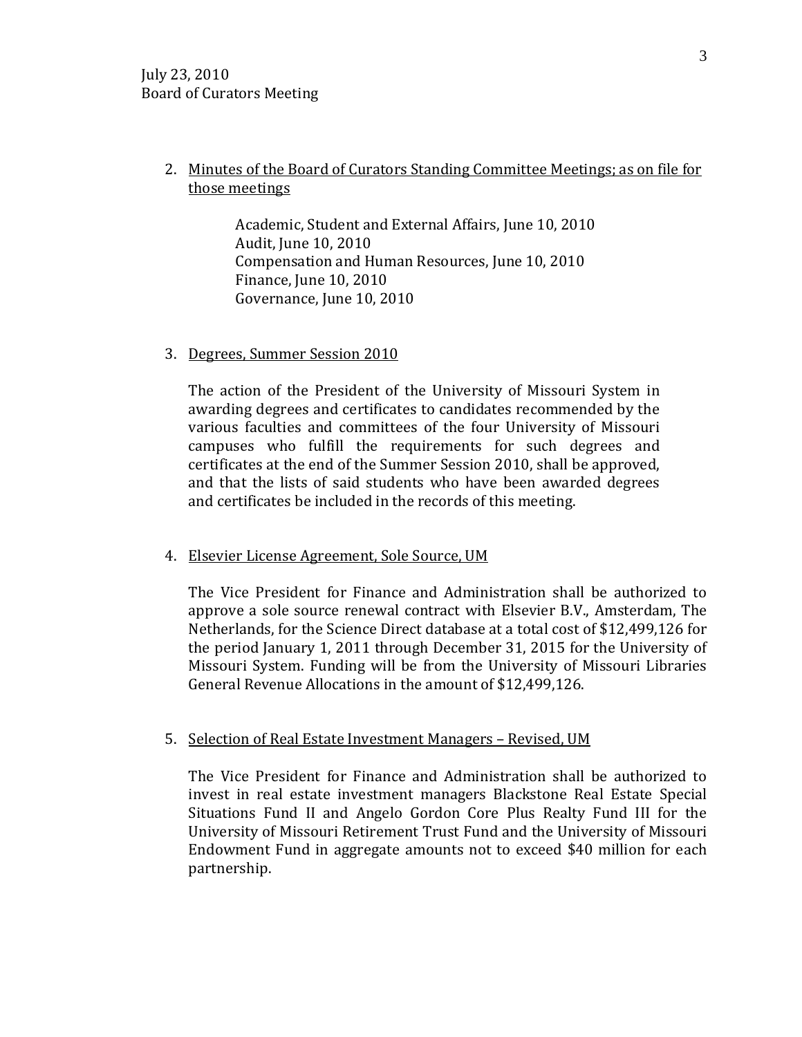2. <u>Minutes of the Board of Curators Standing Committee Meetings; as on file for those meetings</u>

   Academic, Student and External Affairs, June 10, 2010
   Audit, June 10, 2010
   Compensation and Human Resources, June 10, 2010
   Finance, June 10, 2010
   Governance, June 10, 2010

3. <u>Degrees, Summer Session 2010</u>

   The action of the President of the University of Missouri System in awarding degrees and certificates to candidates recommended by the various faculties and committees of the four University of Missouri campuses who fulfill the requirements for such degrees and certificates at the end of the Summer Session 2010, shall be approved, and that the lists of said students who have been awarded degrees and certificates be included in the records of this meeting.

4. <u>Elsevier License Agreement, Sole Source, UM</u>

   The Vice President for Finance and Administration shall be authorized to approve a sole source renewal contract with Elsevier B.V., Amsterdam, The Netherlands, for the Science Direct database at a total cost of $12,499,126 for the period January 1, 2011 through December 31, 2015 for the University of Missouri System. Funding will be from the University of Missouri Libraries General Revenue Allocations in the amount of $12,499,126.

5. <u>Selection of Real Estate Investment Managers – Revised, UM</u>

   The Vice President for Finance and Administration shall be authorized to invest in real estate investment managers Blackstone Real Estate Special Situations Fund II and Angelo Gordon Core Plus Realty Fund III for the University of Missouri Retirement Trust Fund and the University of Missouri Endowment Fund in aggregate amounts not to exceed $40 million for each partnership.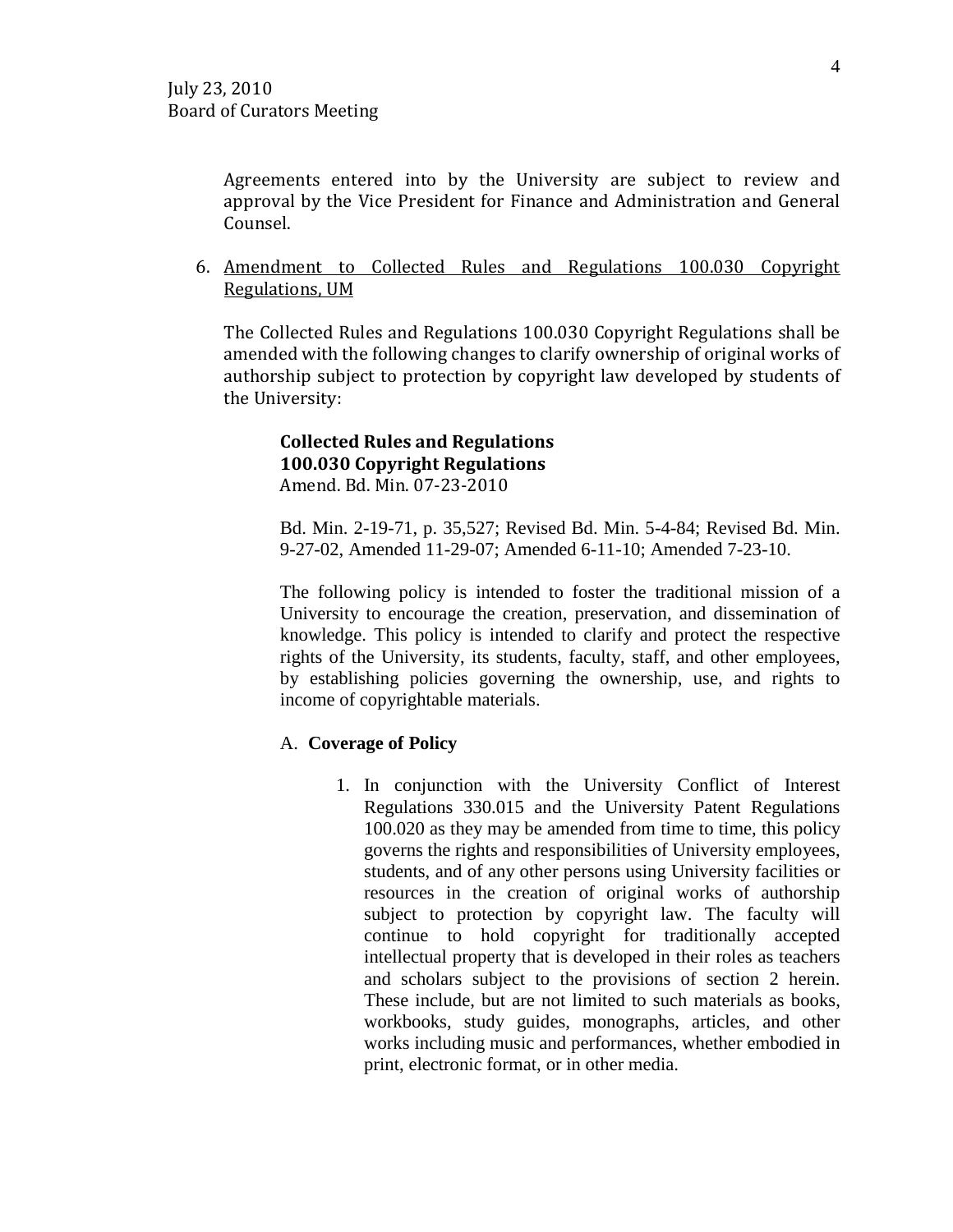Agreements entered into by the University are subject to review and approval by the Vice President for Finance and Administration and General Counsel.

6. Amendment to Collected Rules and Regulations 100.030 Copyright Regulations, UM

   The Collected Rules and Regulations 100.030 Copyright Regulations shall be amended with the following changes to clarify ownership of original works of authorship subject to protection by copyright law developed by students of the University:

   **Collected Rules and Regulations**
   **100.030 Copyright Regulations**
   Amend. Bd. Min. 07-23-2010

   Bd. Min. 2-19-71, p. 35,527; Revised Bd. Min. 5-4-84; Revised Bd. Min. 9-27-02, Amended 11-29-07; Amended 6-11-10; Amended 7-23-10.

   The following policy is intended to foster the traditional mission of a University to encourage the creation, preservation, and dissemination of knowledge. This policy is intended to clarify and protect the respective rights of the University, its students, faculty, staff, and other employees, by establishing policies governing the ownership, use, and rights to income of copyrightable materials.

   A. **Coverage of Policy**

      1. In conjunction with the University Conflict of Interest Regulations 330.015 and the University Patent Regulations 100.020 as they may be amended from time to time, this policy governs the rights and responsibilities of University employees, students, and of any other persons using University facilities or resources in the creation of original works of authorship subject to protection by copyright law. The faculty will continue to hold copyright for traditionally accepted intellectual property that is developed in their roles as teachers and scholars subject to the provisions of section 2 herein. These include, but are not limited to such materials as books, workbooks, study guides, monographs, articles, and other works including music and performances, whether embodied in print, electronic format, or in other media.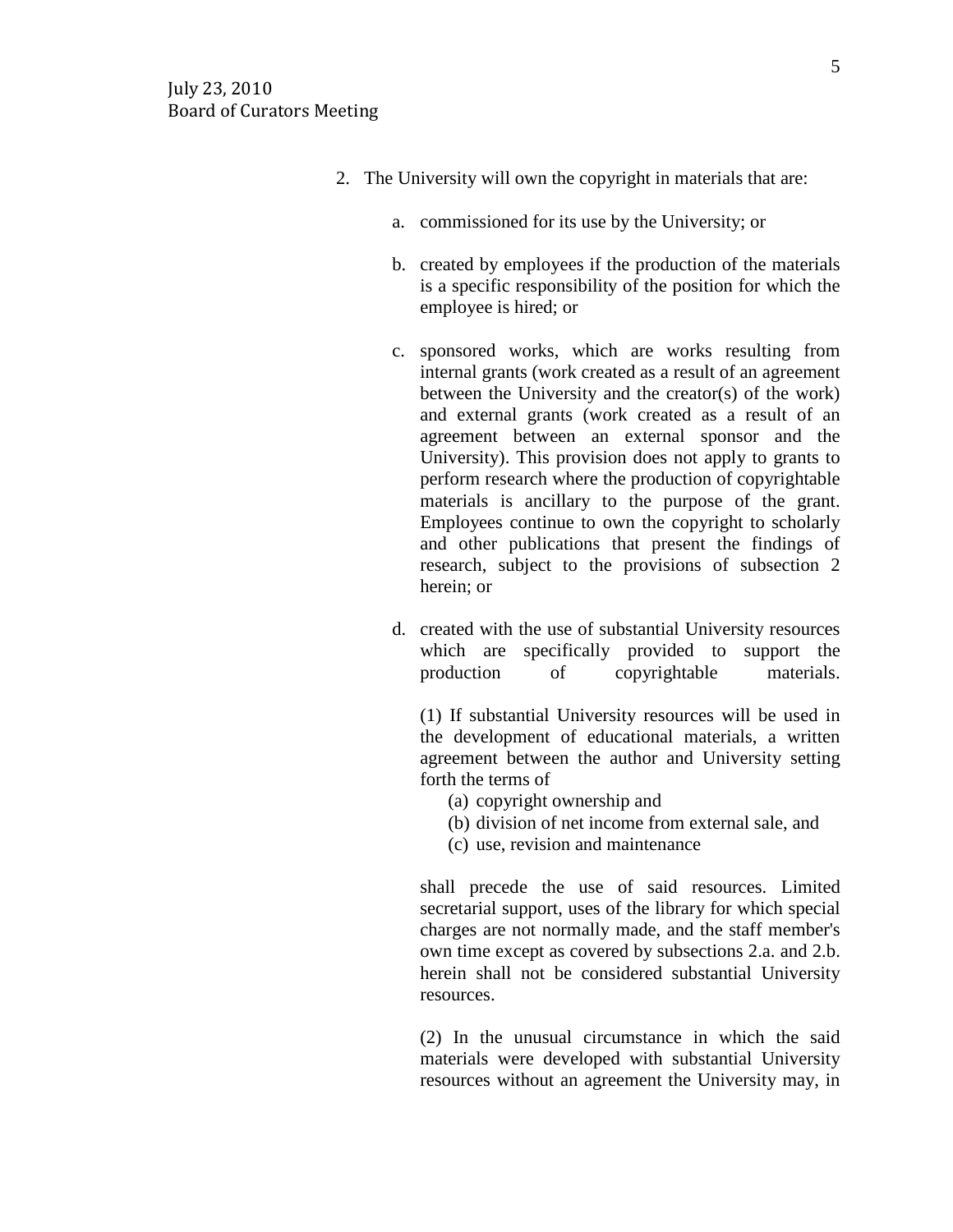2. The University will own the copyright in materials that are:

   a. commissioned for its use by the University; or

   b. created by employees if the production of the materials is a specific responsibility of the position for which the employee is hired; or

   c. sponsored works, which are works resulting from internal grants (work created as a result of an agreement between the University and the creator(s) of the work) and external grants (work created as a result of an agreement between an external sponsor and the University). This provision does not apply to grants to perform research where the production of copyrightable materials is ancillary to the purpose of the grant. Employees continue to own the copyright to scholarly and other publications that present the findings of research, subject to the provisions of subsection 2 herein; or

   d. created with the use of substantial University resources which are specifically provided to support the production of copyrightable materials.

      (1) If substantial University resources will be used in the development of educational materials, a written agreement between the author and University setting forth the terms of

         (a) copyright ownership and
         (b) division of net income from external sale, and
         (c) use, revision and maintenance

      shall precede the use of said resources. Limited secretarial support, uses of the library for which special charges are not normally made, and the staff member's own time except as covered by subsections 2.a. and 2.b. herein shall not be considered substantial University resources.

      (2) In the unusual circumstance in which the said materials were developed with substantial University resources without an agreement the University may, in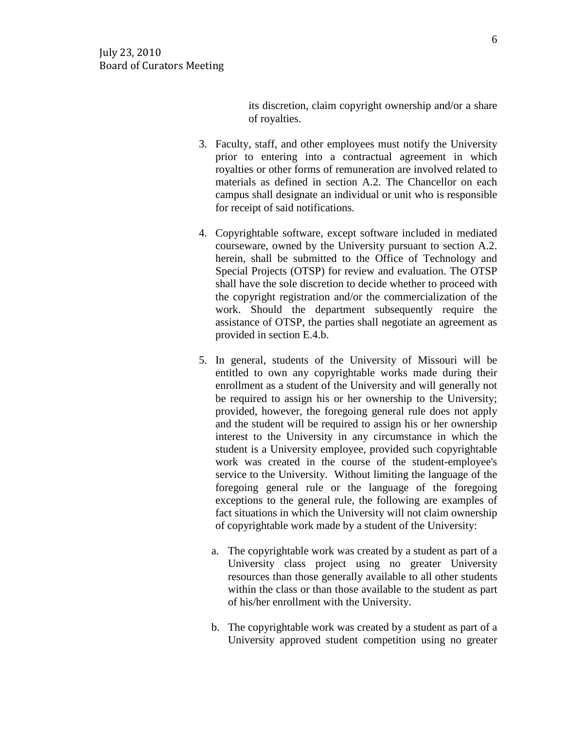its discretion, claim copyright ownership and/or a share of royalties.

3. Faculty, staff, and other employees must notify the University prior to entering into a contractual agreement in which royalties or other forms of remuneration are involved related to materials as defined in section A.2. The Chancellor on each campus shall designate an individual or unit who is responsible for receipt of said notifications.

4. Copyrightable software, except software included in mediated courseware, owned by the University pursuant to section A.2. herein, shall be submitted to the Office of Technology and Special Projects (OTSP) for review and evaluation. The OTSP shall have the sole discretion to decide whether to proceed with the copyright registration and/or the commercialization of the work. Should the department subsequently require the assistance of OTSP, the parties shall negotiate an agreement as provided in section E.4.b.

5. In general, students of the University of Missouri will be entitled to own any copyrightable works made during their enrollment as a student of the University and will generally not be required to assign his or her ownership to the University; provided, however, the foregoing general rule does not apply and the student will be required to assign his or her ownership interest to the University in any circumstance in which the student is a University employee, provided such copyrightable work was created in the course of the student-employee's service to the University. Without limiting the language of the foregoing general rule or the language of the foregoing exceptions to the general rule, the following are examples of fact situations in which the University will not claim ownership of copyrightable work made by a student of the University:

   a. The copyrightable work was created by a student as part of a University class project using no greater University resources than those generally available to all other students within the class or than those available to the student as part of his/her enrollment with the University.

   b. The copyrightable work was created by a student as part of a University approved student competition using no greater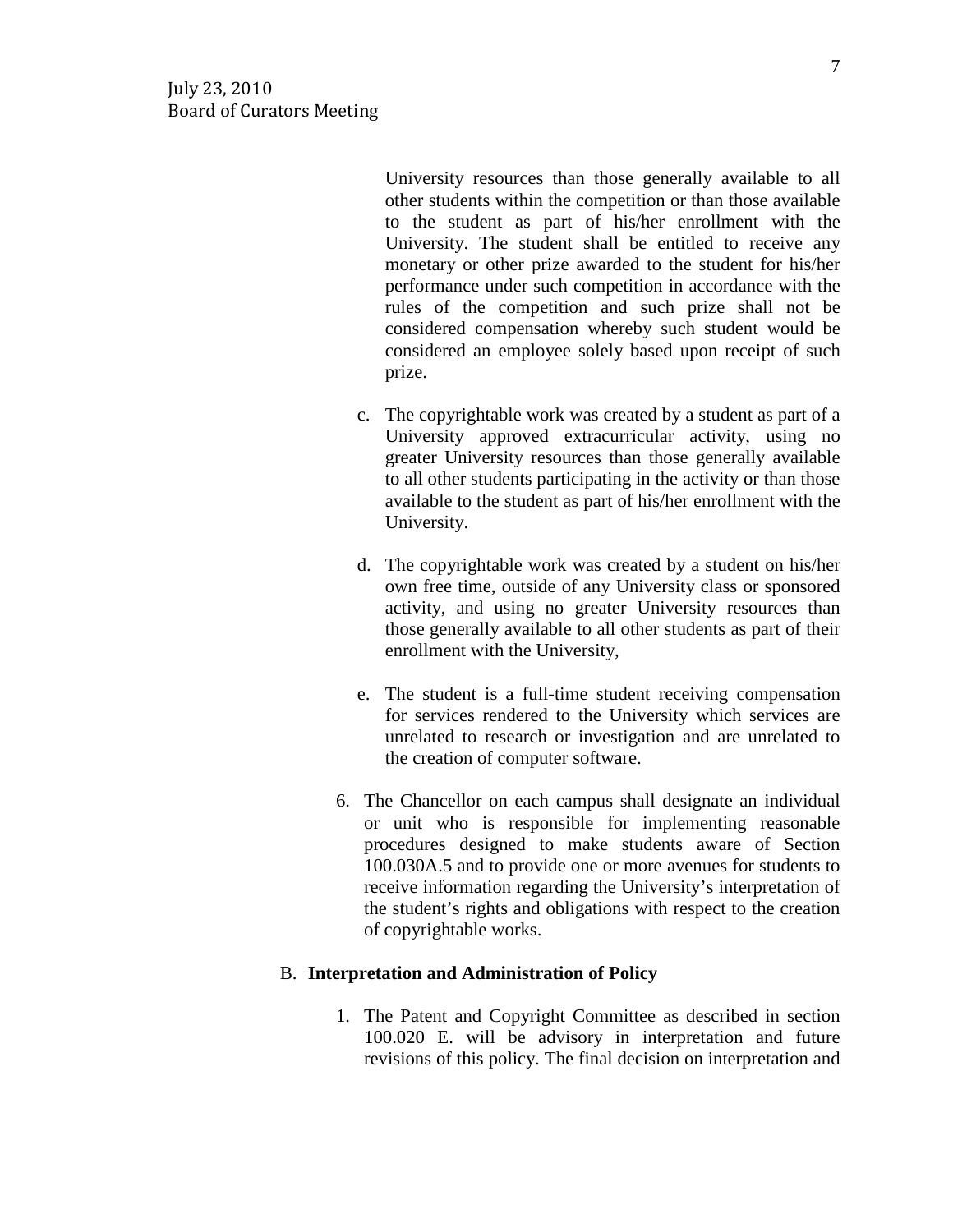University resources than those generally available to all other students within the competition or than those available to the student as part of his/her enrollment with the University. The student shall be entitled to receive any monetary or other prize awarded to the student for his/her performance under such competition in accordance with the rules of the competition and such prize shall not be considered compensation whereby such student would be considered an employee solely based upon receipt of such prize.

c. The copyrightable work was created by a student as part of a University approved extracurricular activity, using no greater University resources than those generally available to all other students participating in the activity or than those available to the student as part of his/her enrollment with the University.

d. The copyrightable work was created by a student on his/her own free time, outside of any University class or sponsored activity, and using no greater University resources than those generally available to all other students as part of their enrollment with the University,

e. The student is a full-time student receiving compensation for services rendered to the University which services are unrelated to research or investigation and are unrelated to the creation of computer software.

6. The Chancellor on each campus shall designate an individual or unit who is responsible for implementing reasonable procedures designed to make students aware of Section 100.030A.5 and to provide one or more avenues for students to receive information regarding the University's interpretation of the student's rights and obligations with respect to the creation of copyrightable works.

B. **Interpretation and Administration of Policy**

1. The Patent and Copyright Committee as described in section 100.020 E. will be advisory in interpretation and future revisions of this policy. The final decision on interpretation and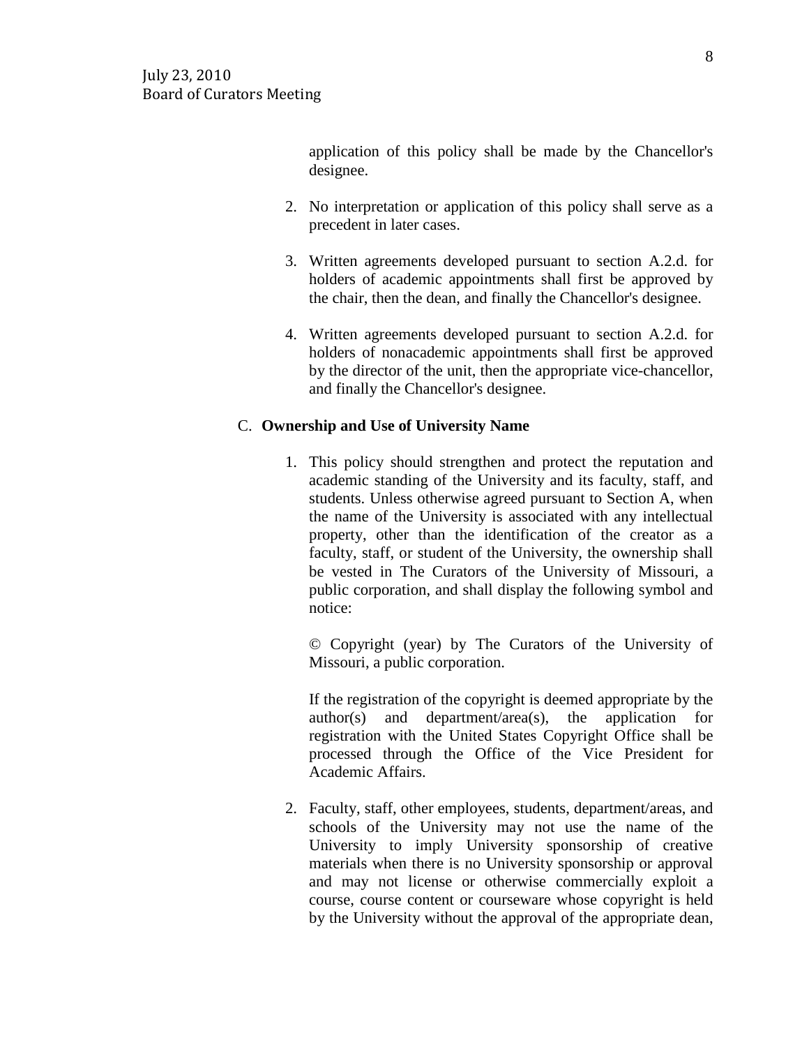application of this policy shall be made by the Chancellor's designee.

2. No interpretation or application of this policy shall serve as a precedent in later cases.

3. Written agreements developed pursuant to section A.2.d. for holders of academic appointments shall first be approved by the chair, then the dean, and finally the Chancellor's designee.

4. Written agreements developed pursuant to section A.2.d. for holders of nonacademic appointments shall first be approved by the director of the unit, then the appropriate vice-chancellor, and finally the Chancellor's designee.

C. **Ownership and Use of University Name**

1. This policy should strengthen and protect the reputation and academic standing of the University and its faculty, staff, and students. Unless otherwise agreed pursuant to Section A, when the name of the University is associated with any intellectual property, other than the identification of the creator as a faculty, staff, or student of the University, the ownership shall be vested in The Curators of the University of Missouri, a public corporation, and shall display the following symbol and notice:

   © Copyright (year) by The Curators of the University of Missouri, a public corporation.

   If the registration of the copyright is deemed appropriate by the author(s) and department/area(s), the application for registration with the United States Copyright Office shall be processed through the Office of the Vice President for Academic Affairs.

2. Faculty, staff, other employees, students, department/areas, and schools of the University may not use the name of the University to imply University sponsorship of creative materials when there is no University sponsorship or approval and may not license or otherwise commercially exploit a course, course content or courseware whose copyright is held by the University without the approval of the appropriate dean,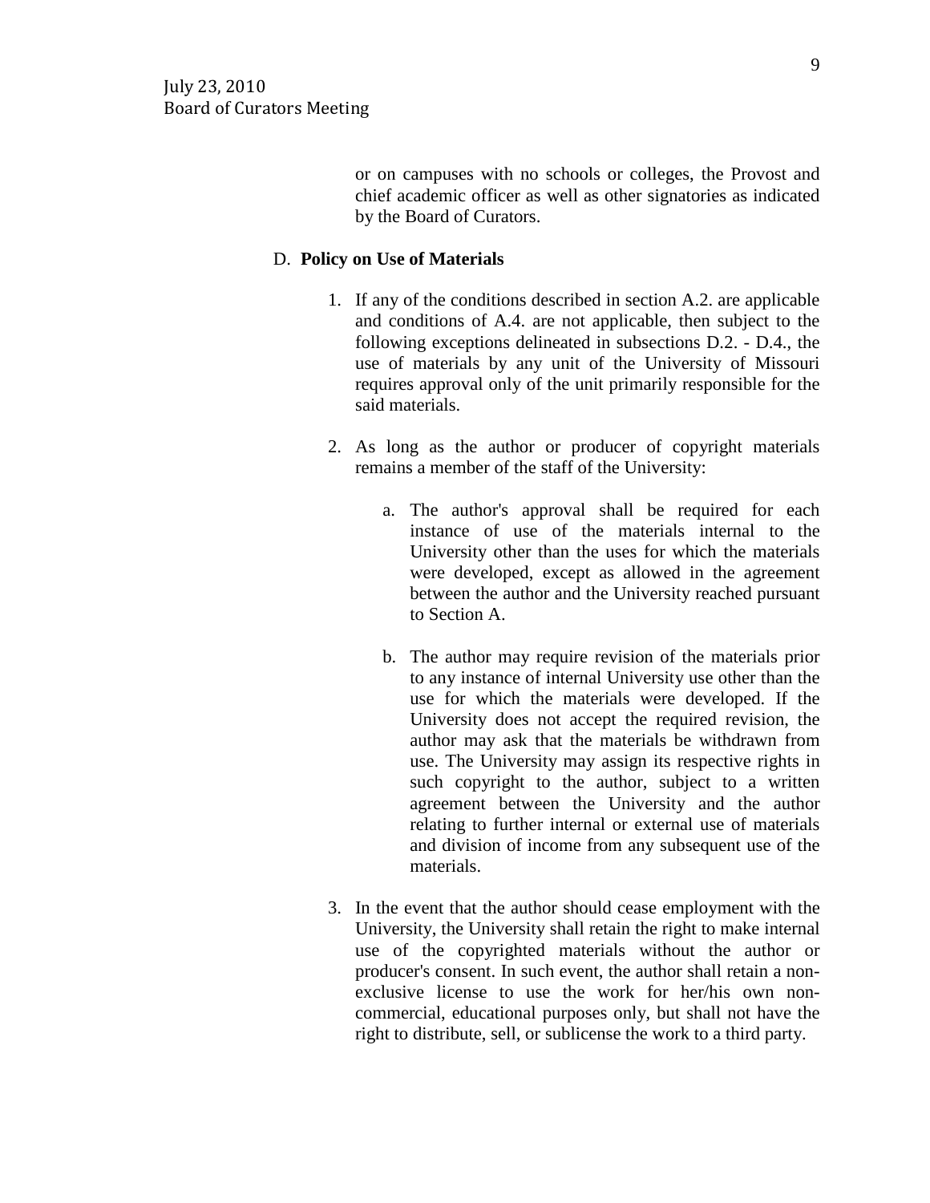or on campuses with no schools or colleges, the Provost and chief academic officer as well as other signatories as indicated by the Board of Curators.

D. **Policy on Use of Materials**

1. If any of the conditions described in section A.2. are applicable and conditions of A.4. are not applicable, then subject to the following exceptions delineated in subsections D.2. - D.4., the use of materials by any unit of the University of Missouri requires approval only of the unit primarily responsible for the said materials.

2. As long as the author or producer of copyright materials remains a member of the staff of the University:

   a. The author's approval shall be required for each instance of use of the materials internal to the University other than the uses for which the materials were developed, except as allowed in the agreement between the author and the University reached pursuant to Section A.

   b. The author may require revision of the materials prior to any instance of internal University use other than the use for which the materials were developed. If the University does not accept the required revision, the author may ask that the materials be withdrawn from use. The University may assign its respective rights in such copyright to the author, subject to a written agreement between the University and the author relating to further internal or external use of materials and division of income from any subsequent use of the materials.

3. In the event that the author should cease employment with the University, the University shall retain the right to make internal use of the copyrighted materials without the author or producer's consent. In such event, the author shall retain a non-exclusive license to use the work for her/his own non-commercial, educational purposes only, but shall not have the right to distribute, sell, or sublicense the work to a third party.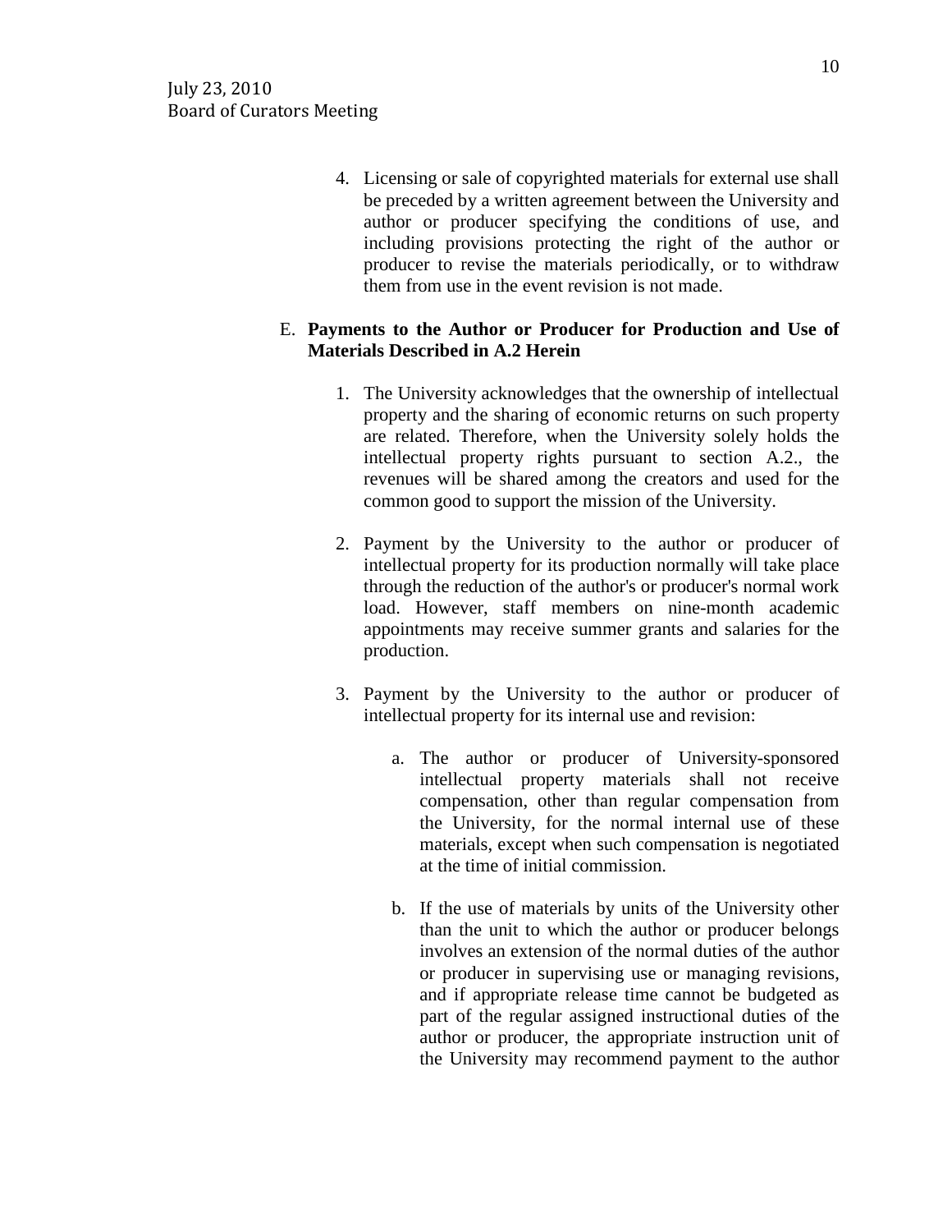4. Licensing or sale of copyrighted materials for external use shall be preceded by a written agreement between the University and author or producer specifying the conditions of use, and including provisions protecting the right of the author or producer to revise the materials periodically, or to withdraw them from use in the event revision is not made.

E. **Payments to the Author or Producer for Production and Use of Materials Described in A.2 Herein**

1. The University acknowledges that the ownership of intellectual property and the sharing of economic returns on such property are related. Therefore, when the University solely holds the intellectual property rights pursuant to section A.2., the revenues will be shared among the creators and used for the common good to support the mission of the University.

2. Payment by the University to the author or producer of intellectual property for its production normally will take place through the reduction of the author's or producer's normal work load. However, staff members on nine-month academic appointments may receive summer grants and salaries for the production.

3. Payment by the University to the author or producer of intellectual property for its internal use and revision:

   a. The author or producer of University-sponsored intellectual property materials shall not receive compensation, other than regular compensation from the University, for the normal internal use of these materials, except when such compensation is negotiated at the time of initial commission.

   b. If the use of materials by units of the University other than the unit to which the author or producer belongs involves an extension of the normal duties of the author or producer in supervising use or managing revisions, and if appropriate release time cannot be budgeted as part of the regular assigned instructional duties of the author or producer, the appropriate instruction unit of the University may recommend payment to the author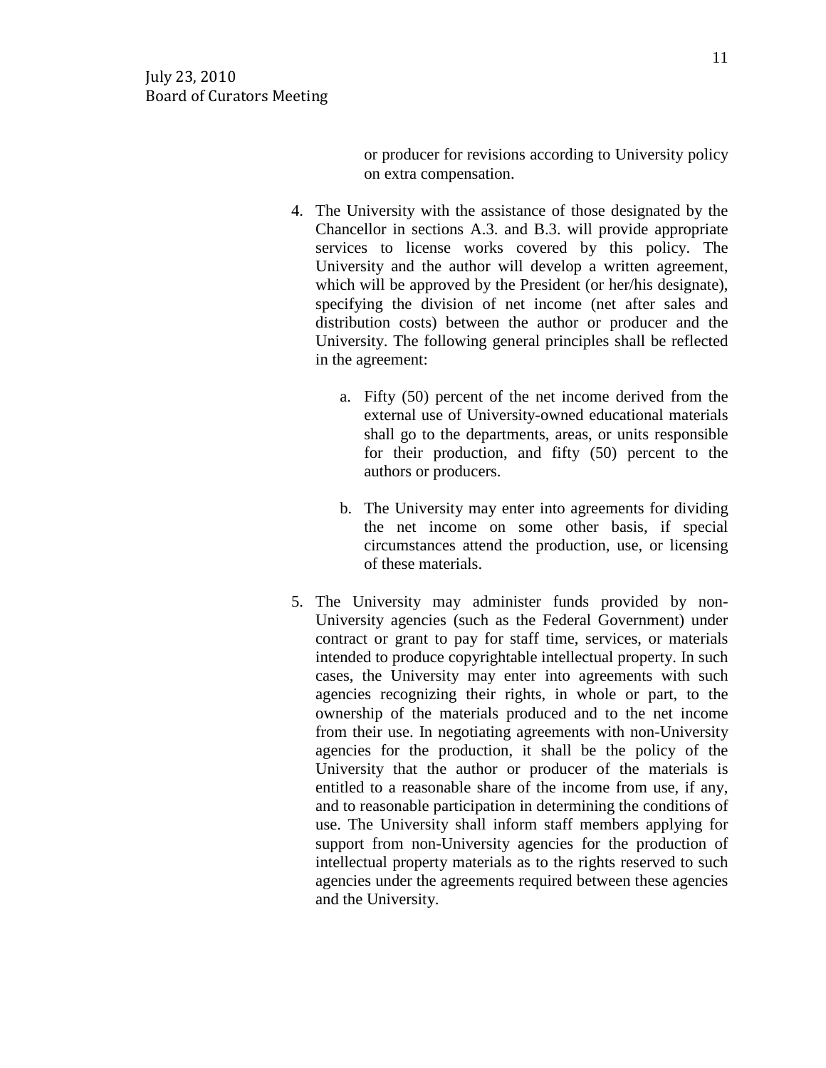or producer for revisions according to University policy on extra compensation.

4. The University with the assistance of those designated by the Chancellor in sections A.3. and B.3. will provide appropriate services to license works covered by this policy. The University and the author will develop a written agreement, which will be approved by the President (or her/his designate), specifying the division of net income (net after sales and distribution costs) between the author or producer and the University. The following general principles shall be reflected in the agreement:

    a. Fifty (50) percent of the net income derived from the external use of University-owned educational materials shall go to the departments, areas, or units responsible for their production, and fifty (50) percent to the authors or producers.

    b. The University may enter into agreements for dividing the net income on some other basis, if special circumstances attend the production, use, or licensing of these materials.

5. The University may administer funds provided by non-University agencies (such as the Federal Government) under contract or grant to pay for staff time, services, or materials intended to produce copyrightable intellectual property. In such cases, the University may enter into agreements with such agencies recognizing their rights, in whole or part, to the ownership of the materials produced and to the net income from their use. In negotiating agreements with non-University agencies for the production, it shall be the policy of the University that the author or producer of the materials is entitled to a reasonable share of the income from use, if any, and to reasonable participation in determining the conditions of use. The University shall inform staff members applying for support from non-University agencies for the production of intellectual property materials as to the rights reserved to such agencies under the agreements required between these agencies and the University.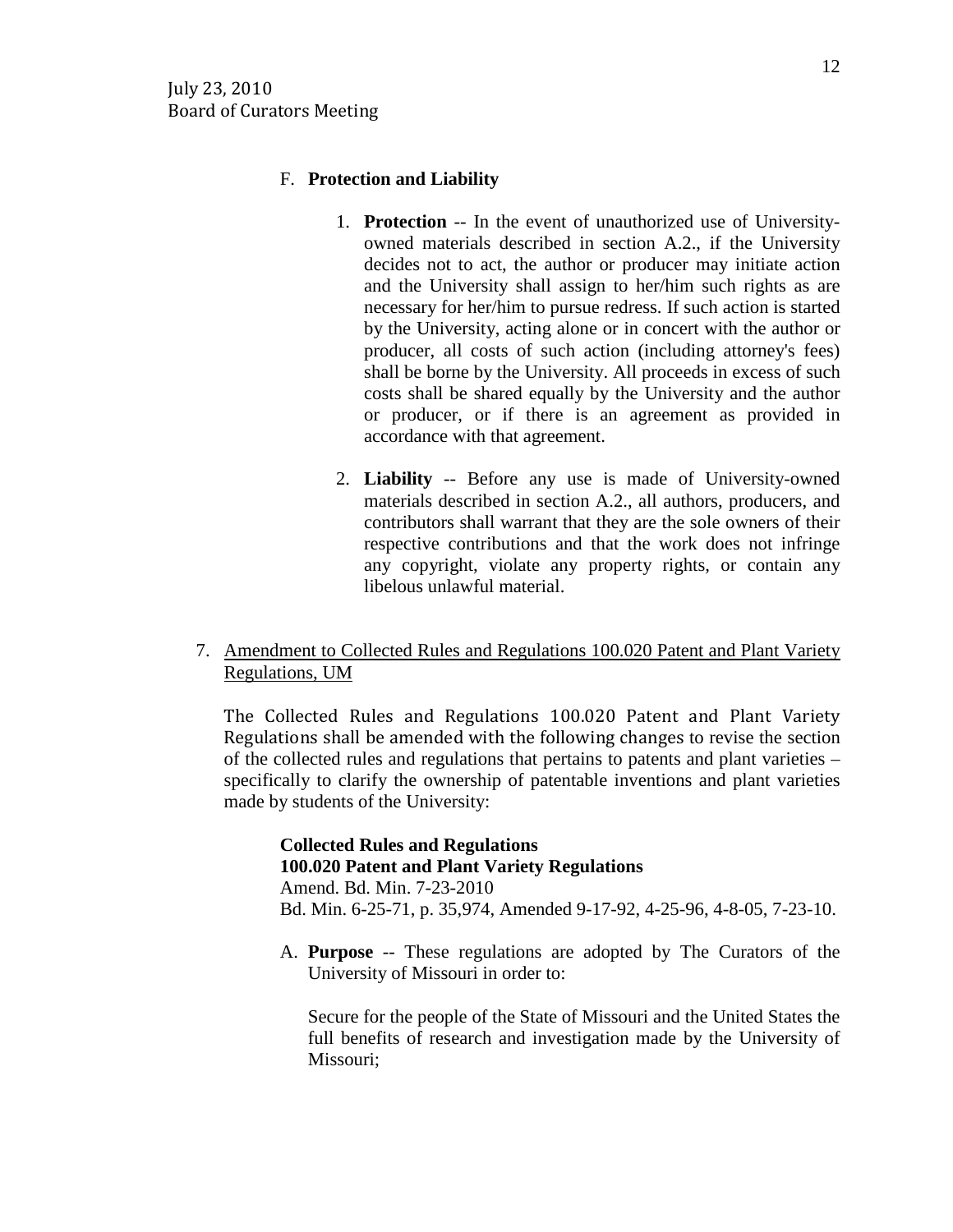F. **Protection and Liability**

1. **Protection** -- In the event of unauthorized use of University-owned materials described in section A.2., if the University decides not to act, the author or producer may initiate action and the University shall assign to her/him such rights as are necessary for her/him to pursue redress. If such action is started by the University, acting alone or in concert with the author or producer, all costs of such action (including attorney's fees) shall be borne by the University. All proceeds in excess of such costs shall be shared equally by the University and the author or producer, or if there is an agreement as provided in accordance with that agreement.

2. **Liability** -- Before any use is made of University-owned materials described in section A.2., all authors, producers, and contributors shall warrant that they are the sole owners of their respective contributions and that the work does not infringe any copyright, violate any property rights, or contain any libelous unlawful material.

7. Amendment to Collected Rules and Regulations 100.020 Patent and Plant Variety Regulations, UM

The Collected Rules and Regulations 100.020 Patent and Plant Variety Regulations shall be amended with the following changes to revise the section of the collected rules and regulations that pertains to patents and plant varieties – specifically to clarify the ownership of patentable inventions and plant varieties made by students of the University:

**Collected Rules and Regulations**
**100.020 Patent and Plant Variety Regulations**
Amend. Bd. Min. 7-23-2010
Bd. Min. 6-25-71, p. 35,974, Amended 9-17-92, 4-25-96, 4-8-05, 7-23-10.

A. **Purpose** -- These regulations are adopted by The Curators of the University of Missouri in order to:

Secure for the people of the State of Missouri and the United States the full benefits of research and investigation made by the University of Missouri;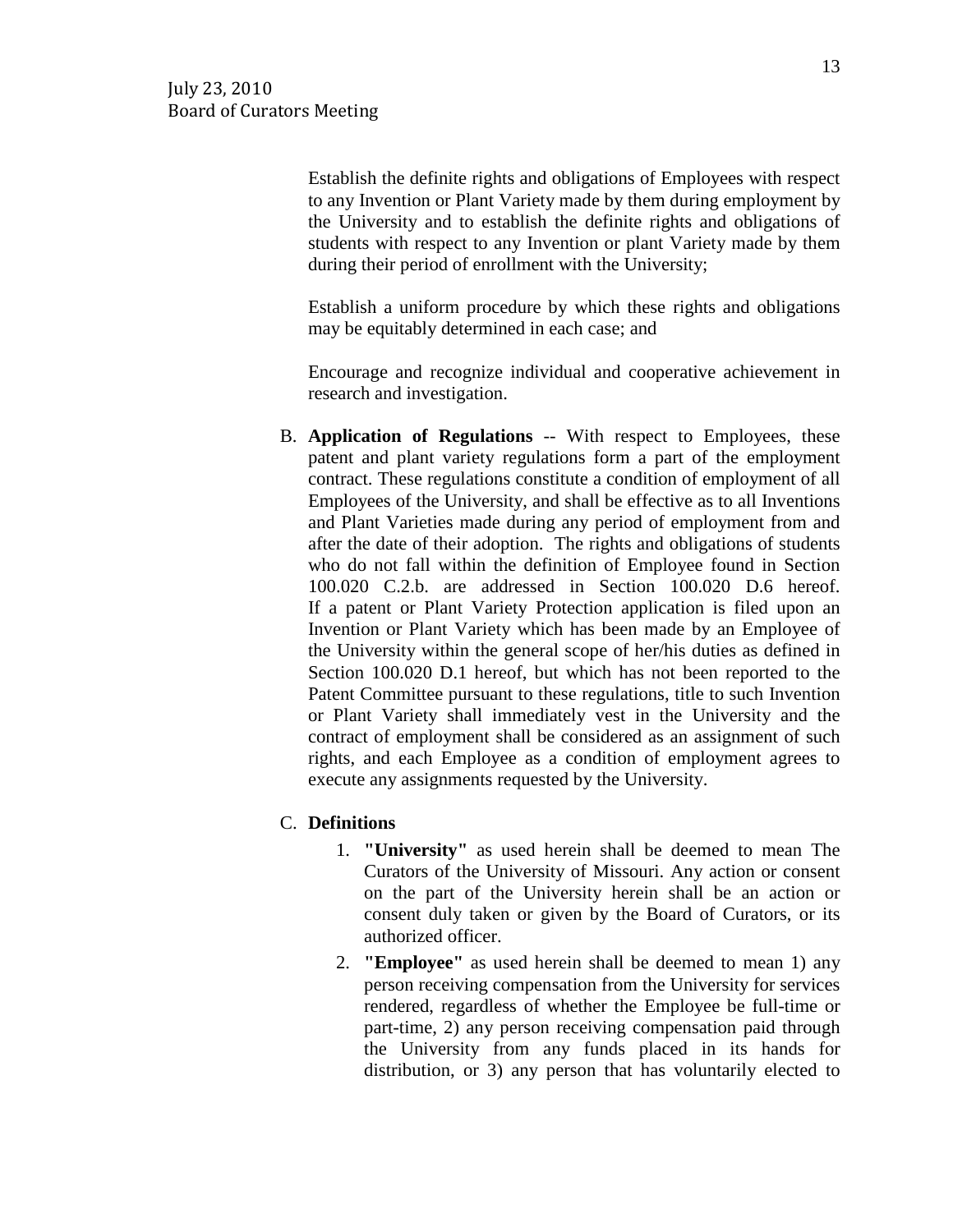Establish the definite rights and obligations of Employees with respect to any Invention or Plant Variety made by them during employment by the University and to establish the definite rights and obligations of students with respect to any Invention or plant Variety made by them during their period of enrollment with the University;

Establish a uniform procedure by which these rights and obligations may be equitably determined in each case; and

Encourage and recognize individual and cooperative achievement in research and investigation.

B. **Application of Regulations** -- With respect to Employees, these patent and plant variety regulations form a part of the employment contract. These regulations constitute a condition of employment of all Employees of the University, and shall be effective as to all Inventions and Plant Varieties made during any period of employment from and after the date of their adoption. The rights and obligations of students who do not fall within the definition of Employee found in Section 100.020 C.2.b. are addressed in Section 100.020 D.6 hereof. If a patent or Plant Variety Protection application is filed upon an Invention or Plant Variety which has been made by an Employee of the University within the general scope of her/his duties as defined in Section 100.020 D.1 hereof, but which has not been reported to the Patent Committee pursuant to these regulations, title to such Invention or Plant Variety shall immediately vest in the University and the contract of employment shall be considered as an assignment of such rights, and each Employee as a condition of employment agrees to execute any assignments requested by the University.

C. **Definitions**

1. **"University"** as used herein shall be deemed to mean The Curators of the University of Missouri. Any action or consent on the part of the University herein shall be an action or consent duly taken or given by the Board of Curators, or its authorized officer.
2. **"Employee"** as used herein shall be deemed to mean 1) any person receiving compensation from the University for services rendered, regardless of whether the Employee be full-time or part-time, 2) any person receiving compensation paid through the University from any funds placed in its hands for distribution, or 3) any person that has voluntarily elected to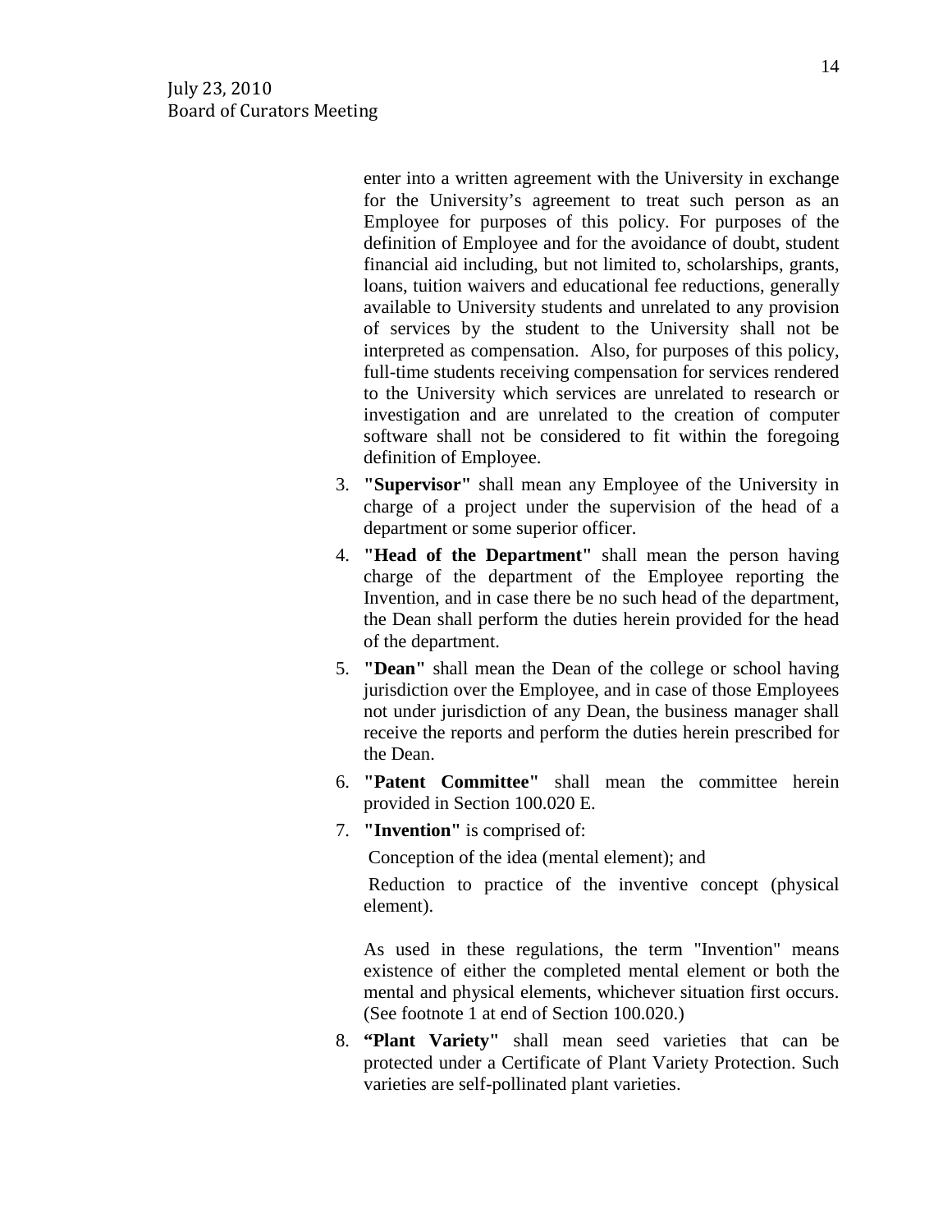enter into a written agreement with the University in exchange for the University's agreement to treat such person as an Employee for purposes of this policy. For purposes of the definition of Employee and for the avoidance of doubt, student financial aid including, but not limited to, scholarships, grants, loans, tuition waivers and educational fee reductions, generally available to University students and unrelated to any provision of services by the student to the University shall not be interpreted as compensation. Also, for purposes of this policy, full-time students receiving compensation for services rendered to the University which services are unrelated to research or investigation and are unrelated to the creation of computer software shall not be considered to fit within the foregoing definition of Employee.

3. **"Supervisor"** shall mean any Employee of the University in charge of a project under the supervision of the head of a department or some superior officer.
4. **"Head of the Department"** shall mean the person having charge of the department of the Employee reporting the Invention, and in case there be no such head of the department, the Dean shall perform the duties herein provided for the head of the department.
5. **"Dean"** shall mean the Dean of the college or school having jurisdiction over the Employee, and in case of those Employees not under jurisdiction of any Dean, the business manager shall receive the reports and perform the duties herein prescribed for the Dean.
6. **"Patent Committee"** shall mean the committee herein provided in Section 100.020 E.
7. **"Invention"** is comprised of:

   Conception of the idea (mental element); and

   Reduction to practice of the inventive concept (physical element).

   As used in these regulations, the term "Invention" means existence of either the completed mental element or both the mental and physical elements, whichever situation first occurs. (See footnote 1 at end of Section 100.020.)
8. **"Plant Variety"** shall mean seed varieties that can be protected under a Certificate of Plant Variety Protection. Such varieties are self-pollinated plant varieties.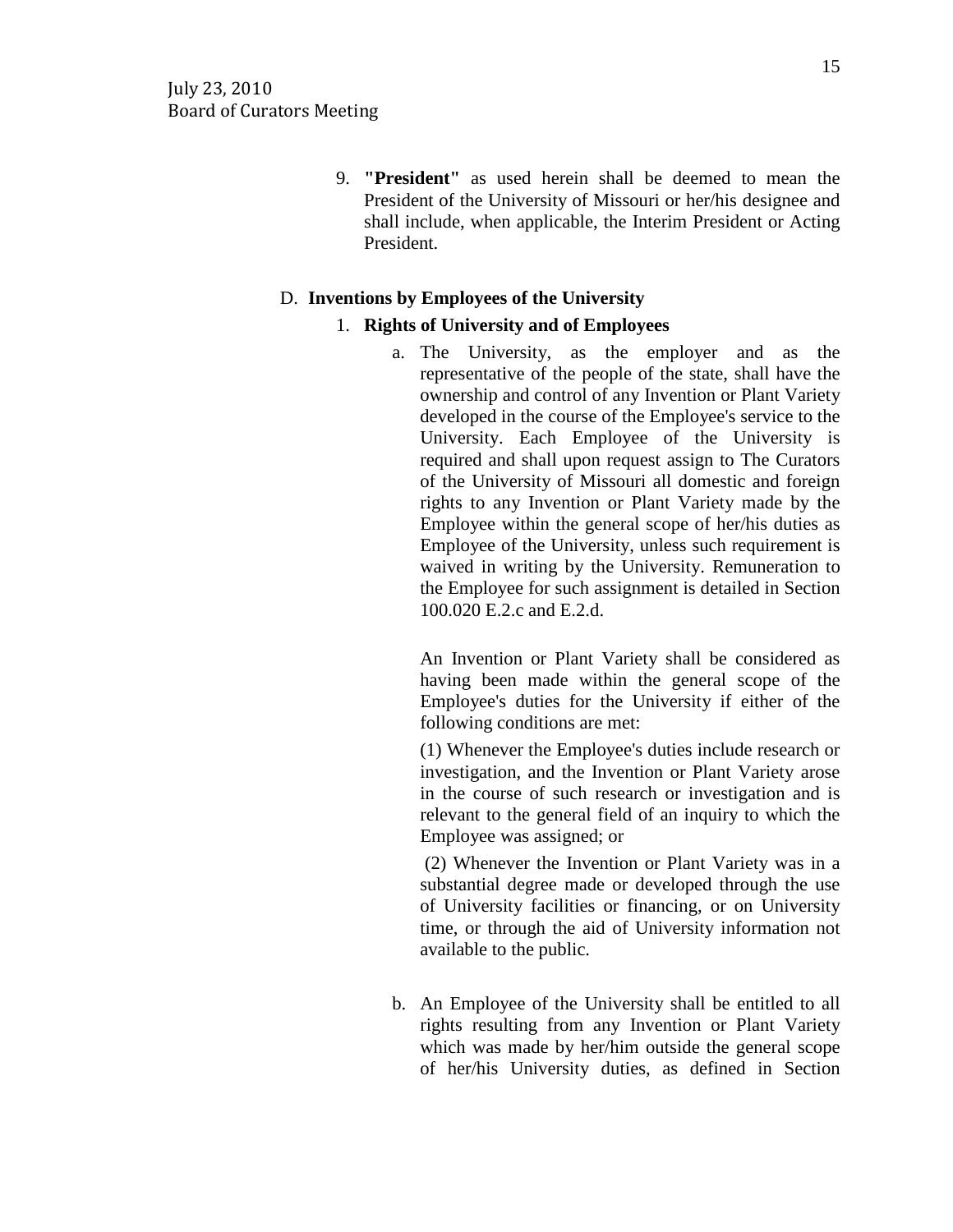9. **"President"** as used herein shall be deemed to mean the President of the University of Missouri or her/his designee and shall include, when applicable, the Interim President or Acting President.

D. **Inventions by Employees of the University**

1. **Rights of University and of Employees**

a. The University, as the employer and as the representative of the people of the state, shall have the ownership and control of any Invention or Plant Variety developed in the course of the Employee's service to the University. Each Employee of the University is required and shall upon request assign to The Curators of the University of Missouri all domestic and foreign rights to any Invention or Plant Variety made by the Employee within the general scope of her/his duties as Employee of the University, unless such requirement is waived in writing by the University. Remuneration to the Employee for such assignment is detailed in Section 100.020 E.2.c and E.2.d.

An Invention or Plant Variety shall be considered as having been made within the general scope of the Employee's duties for the University if either of the following conditions are met:

(1) Whenever the Employee's duties include research or investigation, and the Invention or Plant Variety arose in the course of such research or investigation and is relevant to the general field of an inquiry to which the Employee was assigned; or

(2) Whenever the Invention or Plant Variety was in a substantial degree made or developed through the use of University facilities or financing, or on University time, or through the aid of University information not available to the public.

b. An Employee of the University shall be entitled to all rights resulting from any Invention or Plant Variety which was made by her/him outside the general scope of her/his University duties, as defined in Section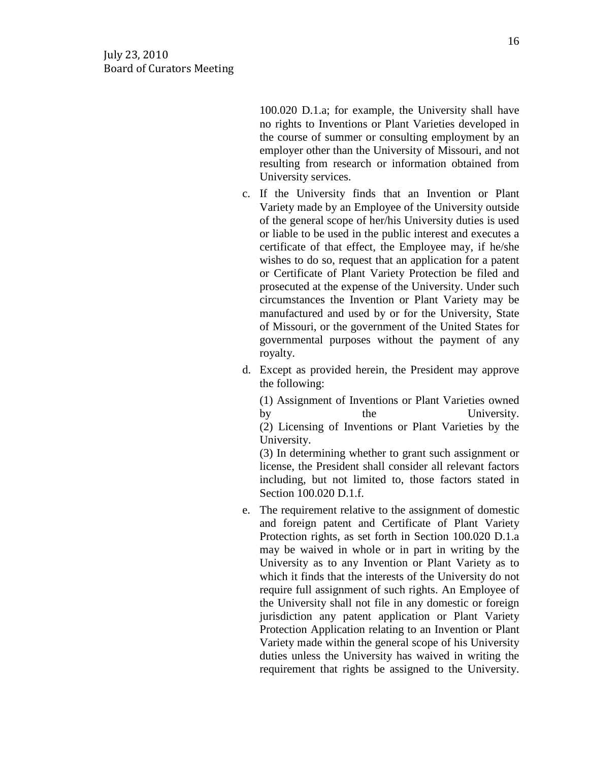100.020 D.1.a; for example, the University shall have no rights to Inventions or Plant Varieties developed in the course of summer or consulting employment by an employer other than the University of Missouri, and not resulting from research or information obtained from University services.

c. If the University finds that an Invention or Plant Variety made by an Employee of the University outside of the general scope of her/his University duties is used or liable to be used in the public interest and executes a certificate of that effect, the Employee may, if he/she wishes to do so, request that an application for a patent or Certificate of Plant Variety Protection be filed and prosecuted at the expense of the University. Under such circumstances the Invention or Plant Variety may be manufactured and used by or for the University, State of Missouri, or the government of the United States for governmental purposes without the payment of any royalty.

d. Except as provided herein, the President may approve the following:

   (1) Assignment of Inventions or Plant Varieties owned by the University.
   (2) Licensing of Inventions or Plant Varieties by the University.
   (3) In determining whether to grant such assignment or license, the President shall consider all relevant factors including, but not limited to, those factors stated in Section 100.020 D.1.f.

e. The requirement relative to the assignment of domestic and foreign patent and Certificate of Plant Variety Protection rights, as set forth in Section 100.020 D.1.a may be waived in whole or in part in writing by the University as to any Invention or Plant Variety as to which it finds that the interests of the University do not require full assignment of such rights. An Employee of the University shall not file in any domestic or foreign jurisdiction any patent application or Plant Variety Protection Application relating to an Invention or Plant Variety made within the general scope of his University duties unless the University has waived in writing the requirement that rights be assigned to the University.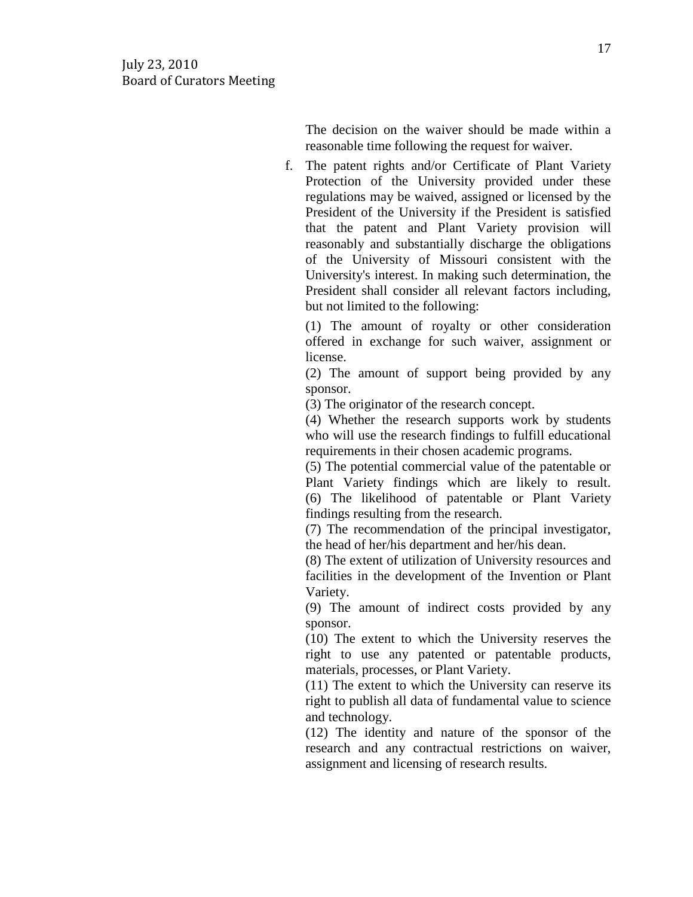The decision on the waiver should be made within a reasonable time following the request for waiver.

f. The patent rights and/or Certificate of Plant Variety Protection of the University provided under these regulations may be waived, assigned or licensed by the President of the University if the President is satisfied that the patent and Plant Variety provision will reasonably and substantially discharge the obligations of the University of Missouri consistent with the University's interest. In making such determination, the President shall consider all relevant factors including, but not limited to the following:

   (1) The amount of royalty or other consideration offered in exchange for such waiver, assignment or license.
   (2) The amount of support being provided by any sponsor.
   (3) The originator of the research concept.
   (4) Whether the research supports work by students who will use the research findings to fulfill educational requirements in their chosen academic programs.
   (5) The potential commercial value of the patentable or Plant Variety findings which are likely to result.
   (6) The likelihood of patentable or Plant Variety findings resulting from the research.
   (7) The recommendation of the principal investigator, the head of her/his department and her/his dean.
   (8) The extent of utilization of University resources and facilities in the development of the Invention or Plant Variety.
   (9) The amount of indirect costs provided by any sponsor.
   (10) The extent to which the University reserves the right to use any patented or patentable products, materials, processes, or Plant Variety.
   (11) The extent to which the University can reserve its right to publish all data of fundamental value to science and technology.
   (12) The identity and nature of the sponsor of the research and any contractual restrictions on waiver, assignment and licensing of research results.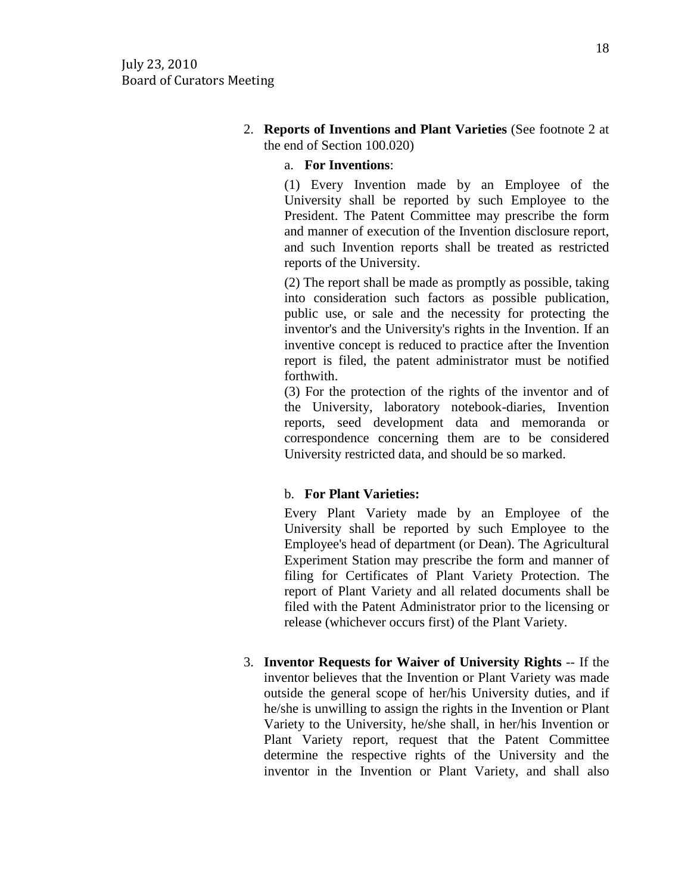2. **Reports of Inventions and Plant Varieties** (See footnote 2 at the end of Section 100.020)

   a. **For Inventions**:

   (1) Every Invention made by an Employee of the University shall be reported by such Employee to the President. The Patent Committee may prescribe the form and manner of execution of the Invention disclosure report, and such Invention reports shall be treated as restricted reports of the University.

   (2) The report shall be made as promptly as possible, taking into consideration such factors as possible publication, public use, or sale and the necessity for protecting the inventor's and the University's rights in the Invention. If an inventive concept is reduced to practice after the Invention report is filed, the patent administrator must be notified forthwith.

   (3) For the protection of the rights of the inventor and of the University, laboratory notebook-diaries, Invention reports, seed development data and memoranda or correspondence concerning them are to be considered University restricted data, and should be so marked.

   b. **For Plant Varieties:**

   Every Plant Variety made by an Employee of the University shall be reported by such Employee to the Employee's head of department (or Dean). The Agricultural Experiment Station may prescribe the form and manner of filing for Certificates of Plant Variety Protection. The report of Plant Variety and all related documents shall be filed with the Patent Administrator prior to the licensing or release (whichever occurs first) of the Plant Variety.

3. **Inventor Requests for Waiver of University Rights** -- If the inventor believes that the Invention or Plant Variety was made outside the general scope of her/his University duties, and if he/she is unwilling to assign the rights in the Invention or Plant Variety to the University, he/she shall, in her/his Invention or Plant Variety report, request that the Patent Committee determine the respective rights of the University and the inventor in the Invention or Plant Variety, and shall also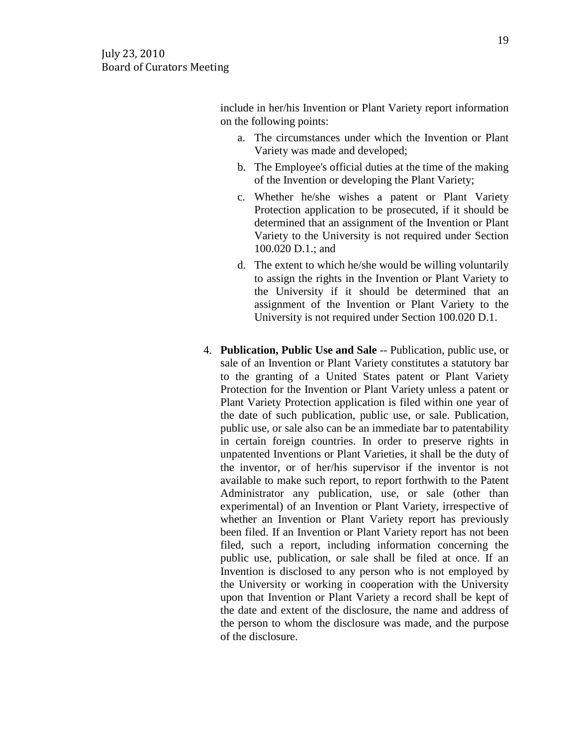include in her/his Invention or Plant Variety report information on the following points:

a. The circumstances under which the Invention or Plant Variety was made and developed;

b. The Employee's official duties at the time of the making of the Invention or developing the Plant Variety;

c. Whether he/she wishes a patent or Plant Variety Protection application to be prosecuted, if it should be determined that an assignment of the Invention or Plant Variety to the University is not required under Section 100.020 D.1.; and

d. The extent to which he/she would be willing voluntarily to assign the rights in the Invention or Plant Variety to the University if it should be determined that an assignment of the Invention or Plant Variety to the University is not required under Section 100.020 D.1.

4. **Publication, Public Use and Sale** -- Publication, public use, or sale of an Invention or Plant Variety constitutes a statutory bar to the granting of a United States patent or Plant Variety Protection for the Invention or Plant Variety unless a patent or Plant Variety Protection application is filed within one year of the date of such publication, public use, or sale. Publication, public use, or sale also can be an immediate bar to patentability in certain foreign countries. In order to preserve rights in unpatented Inventions or Plant Varieties, it shall be the duty of the inventor, or of her/his supervisor if the inventor is not available to make such report, to report forthwith to the Patent Administrator any publication, use, or sale (other than experimental) of an Invention or Plant Variety, irrespective of whether an Invention or Plant Variety report has previously been filed. If an Invention or Plant Variety report has not been filed, such a report, including information concerning the public use, publication, or sale shall be filed at once. If an Invention is disclosed to any person who is not employed by the University or working in cooperation with the University upon that Invention or Plant Variety a record shall be kept of the date and extent of the disclosure, the name and address of the person to whom the disclosure was made, and the purpose of the disclosure.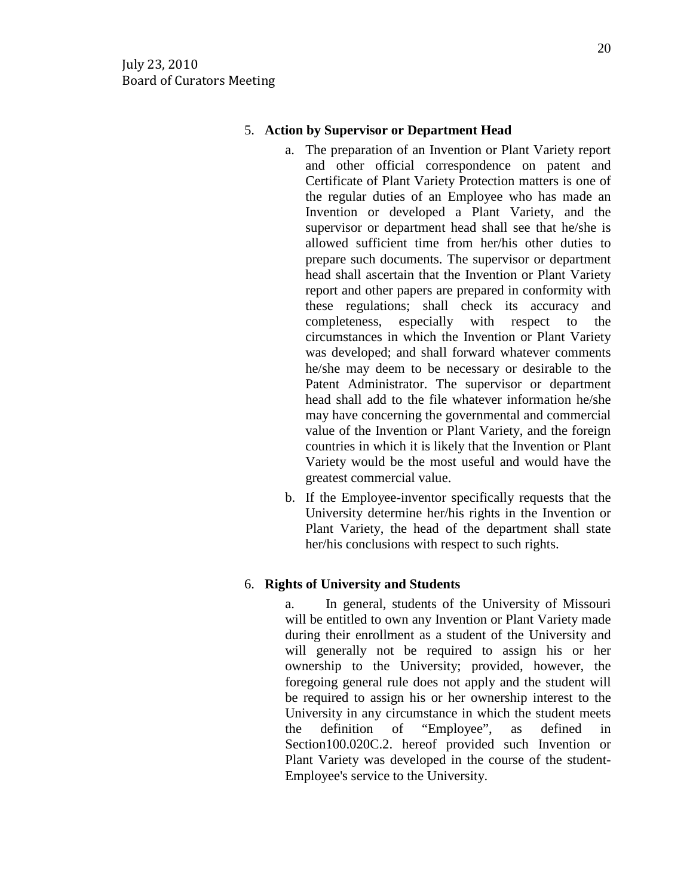5. **Action by Supervisor or Department Head**

   a. The preparation of an Invention or Plant Variety report and other official correspondence on patent and Certificate of Plant Variety Protection matters is one of the regular duties of an Employee who has made an Invention or developed a Plant Variety, and the supervisor or department head shall see that he/she is allowed sufficient time from her/his other duties to prepare such documents. The supervisor or department head shall ascertain that the Invention or Plant Variety report and other papers are prepared in conformity with these regulations; shall check its accuracy and completeness, especially with respect to the circumstances in which the Invention or Plant Variety was developed; and shall forward whatever comments he/she may deem to be necessary or desirable to the Patent Administrator. The supervisor or department head shall add to the file whatever information he/she may have concerning the governmental and commercial value of the Invention or Plant Variety, and the foreign countries in which it is likely that the Invention or Plant Variety would be the most useful and would have the greatest commercial value.

   b. If the Employee-inventor specifically requests that the University determine her/his rights in the Invention or Plant Variety, the head of the department shall state her/his conclusions with respect to such rights.

6. **Rights of University and Students**

   a. In general, students of the University of Missouri will be entitled to own any Invention or Plant Variety made during their enrollment as a student of the University and will generally not be required to assign his or her ownership to the University; provided, however, the foregoing general rule does not apply and the student will be required to assign his or her ownership interest to the University in any circumstance in which the student meets the definition of "Employee", as defined in Section100.020C.2. hereof provided such Invention or Plant Variety was developed in the course of the student-Employee's service to the University.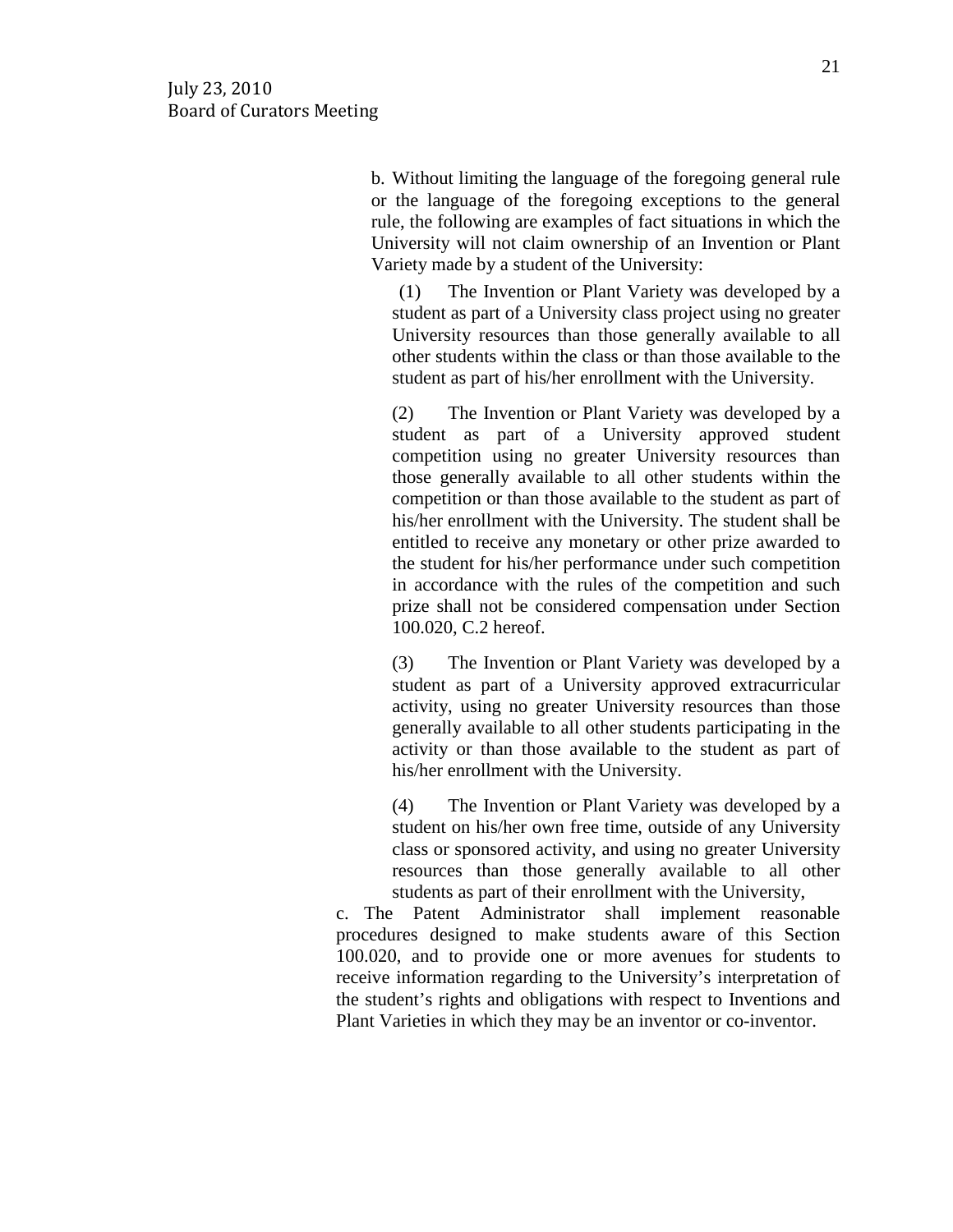b. Without limiting the language of the foregoing general rule or the language of the foregoing exceptions to the general rule, the following are examples of fact situations in which the University will not claim ownership of an Invention or Plant Variety made by a student of the University:

(1) The Invention or Plant Variety was developed by a student as part of a University class project using no greater University resources than those generally available to all other students within the class or than those available to the student as part of his/her enrollment with the University.

(2) The Invention or Plant Variety was developed by a student as part of a University approved student competition using no greater University resources than those generally available to all other students within the competition or than those available to the student as part of his/her enrollment with the University. The student shall be entitled to receive any monetary or other prize awarded to the student for his/her performance under such competition in accordance with the rules of the competition and such prize shall not be considered compensation under Section 100.020, C.2 hereof.

(3) The Invention or Plant Variety was developed by a student as part of a University approved extracurricular activity, using no greater University resources than those generally available to all other students participating in the activity or than those available to the student as part of his/her enrollment with the University.

(4) The Invention or Plant Variety was developed by a student on his/her own free time, outside of any University class or sponsored activity, and using no greater University resources than those generally available to all other students as part of their enrollment with the University,

c. The Patent Administrator shall implement reasonable procedures designed to make students aware of this Section 100.020, and to provide one or more avenues for students to receive information regarding to the University's interpretation of the student's rights and obligations with respect to Inventions and Plant Varieties in which they may be an inventor or co-inventor.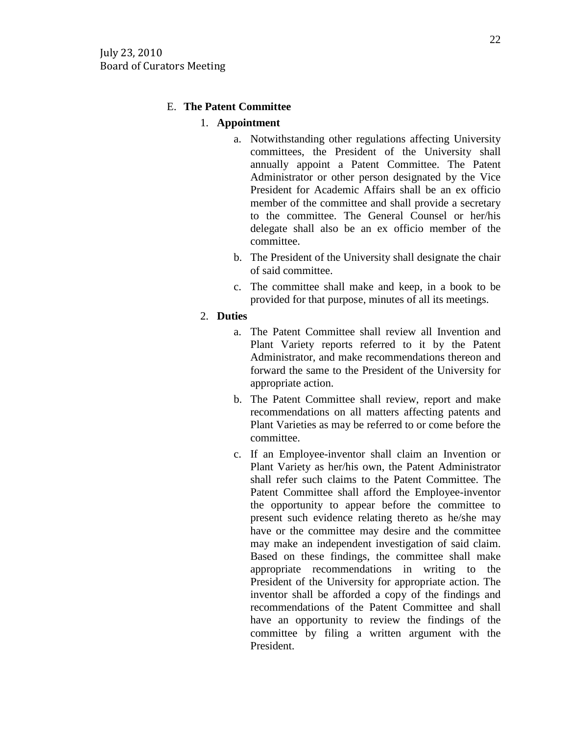### E. **The Patent Committee**

1. **Appointment**

    a. Notwithstanding other regulations affecting University committees, the President of the University shall annually appoint a Patent Committee. The Patent Administrator or other person designated by the Vice President for Academic Affairs shall be an ex officio member of the committee and shall provide a secretary to the committee. The General Counsel or her/his delegate shall also be an ex officio member of the committee.

    b. The President of the University shall designate the chair of said committee.

    c. The committee shall make and keep, in a book to be provided for that purpose, minutes of all its meetings.

2. **Duties**

    a. The Patent Committee shall review all Invention and Plant Variety reports referred to it by the Patent Administrator, and make recommendations thereon and forward the same to the President of the University for appropriate action.

    b. The Patent Committee shall review, report and make recommendations on all matters affecting patents and Plant Varieties as may be referred to or come before the committee.

    c. If an Employee-inventor shall claim an Invention or Plant Variety as her/his own, the Patent Administrator shall refer such claims to the Patent Committee. The Patent Committee shall afford the Employee-inventor the opportunity to appear before the committee to present such evidence relating thereto as he/she may have or the committee may desire and the committee may make an independent investigation of said claim. Based on these findings, the committee shall make appropriate recommendations in writing to the President of the University for appropriate action. The inventor shall be afforded a copy of the findings and recommendations of the Patent Committee and shall have an opportunity to review the findings of the committee by filing a written argument with the President.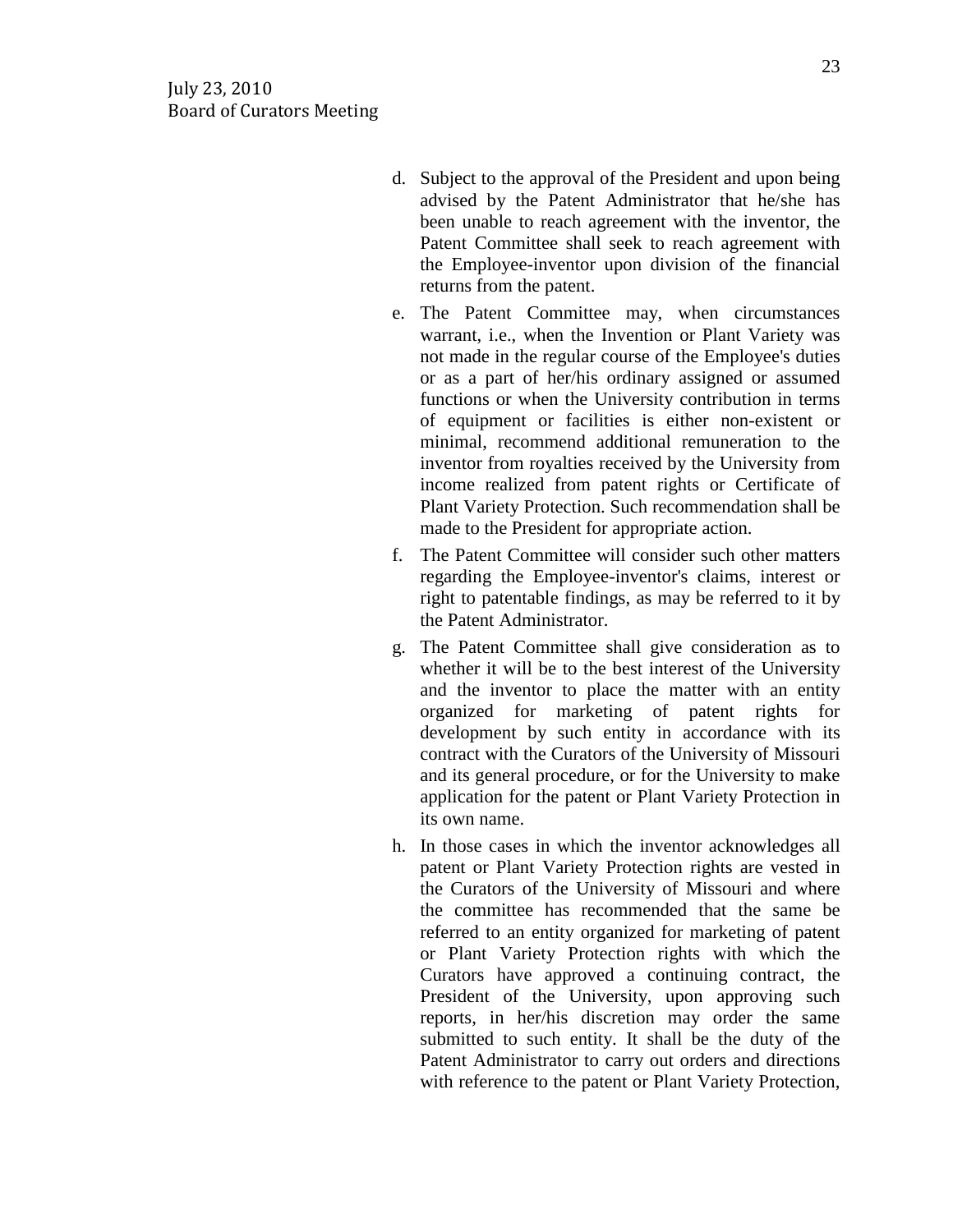d. Subject to the approval of the President and upon being advised by the Patent Administrator that he/she has been unable to reach agreement with the inventor, the Patent Committee shall seek to reach agreement with the Employee-inventor upon division of the financial returns from the patent.

e. The Patent Committee may, when circumstances warrant, i.e., when the Invention or Plant Variety was not made in the regular course of the Employee's duties or as a part of her/his ordinary assigned or assumed functions or when the University contribution in terms of equipment or facilities is either non-existent or minimal, recommend additional remuneration to the inventor from royalties received by the University from income realized from patent rights or Certificate of Plant Variety Protection. Such recommendation shall be made to the President for appropriate action.

f. The Patent Committee will consider such other matters regarding the Employee-inventor's claims, interest or right to patentable findings, as may be referred to it by the Patent Administrator.

g. The Patent Committee shall give consideration as to whether it will be to the best interest of the University and the inventor to place the matter with an entity organized for marketing of patent rights for development by such entity in accordance with its contract with the Curators of the University of Missouri and its general procedure, or for the University to make application for the patent or Plant Variety Protection in its own name.

h. In those cases in which the inventor acknowledges all patent or Plant Variety Protection rights are vested in the Curators of the University of Missouri and where the committee has recommended that the same be referred to an entity organized for marketing of patent or Plant Variety Protection rights with which the Curators have approved a continuing contract, the President of the University, upon approving such reports, in her/his discretion may order the same submitted to such entity. It shall be the duty of the Patent Administrator to carry out orders and directions with reference to the patent or Plant Variety Protection,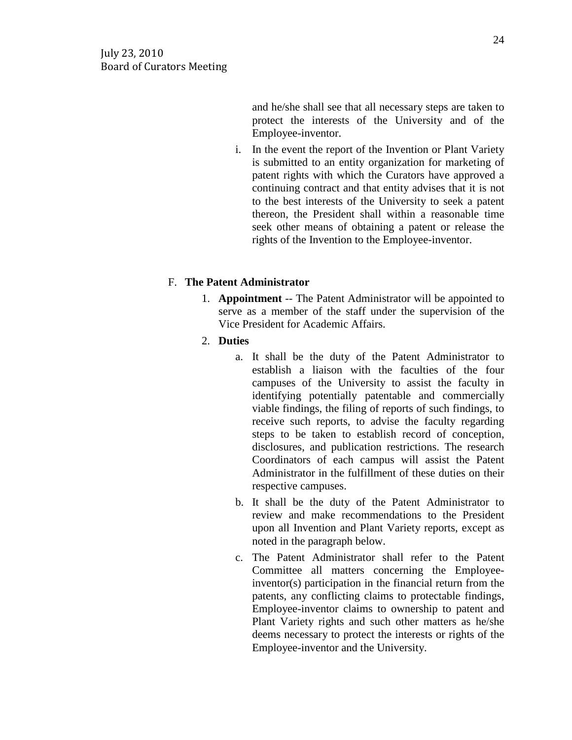and he/she shall see that all necessary steps are taken to protect the interests of the University and of the Employee-inventor.

i. In the event the report of the Invention or Plant Variety is submitted to an entity organization for marketing of patent rights with which the Curators have approved a continuing contract and that entity advises that it is not to the best interests of the University to seek a patent thereon, the President shall within a reasonable time seek other means of obtaining a patent or release the rights of the Invention to the Employee-inventor.

F. **The Patent Administrator**

1. **Appointment** -- The Patent Administrator will be appointed to serve as a member of the staff under the supervision of the Vice President for Academic Affairs.

2. **Duties**

   a. It shall be the duty of the Patent Administrator to establish a liaison with the faculties of the four campuses of the University to assist the faculty in identifying potentially patentable and commercially viable findings, the filing of reports of such findings, to receive such reports, to advise the faculty regarding steps to be taken to establish record of conception, disclosures, and publication restrictions. The research Coordinators of each campus will assist the Patent Administrator in the fulfillment of these duties on their respective campuses.

   b. It shall be the duty of the Patent Administrator to review and make recommendations to the President upon all Invention and Plant Variety reports, except as noted in the paragraph below.

   c. The Patent Administrator shall refer to the Patent Committee all matters concerning the Employee-inventor(s) participation in the financial return from the patents, any conflicting claims to protectable findings, Employee-inventor claims to ownership to patent and Plant Variety rights and such other matters as he/she deems necessary to protect the interests or rights of the Employee-inventor and the University.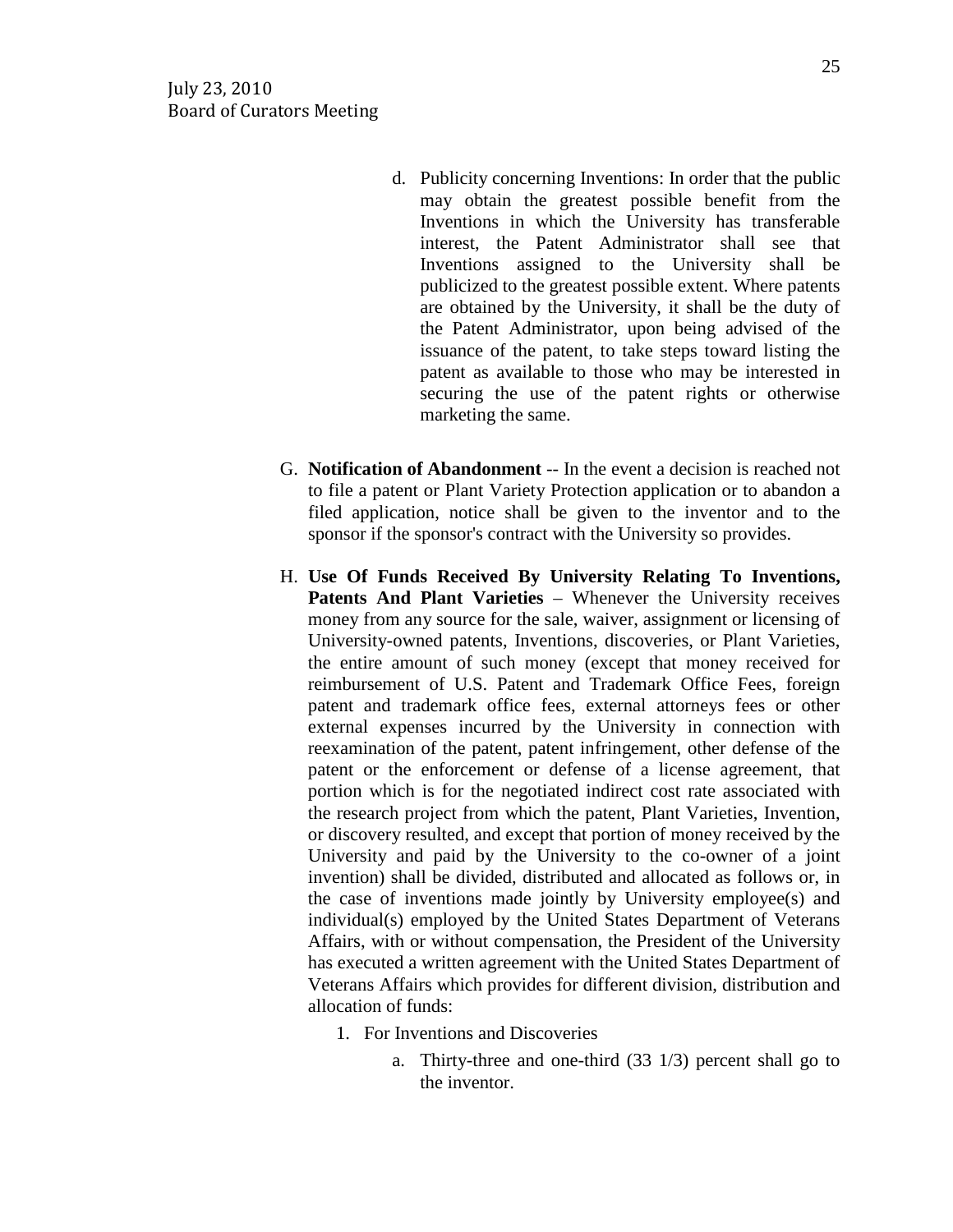d. Publicity concerning Inventions: In order that the public may obtain the greatest possible benefit from the Inventions in which the University has transferable interest, the Patent Administrator shall see that Inventions assigned to the University shall be publicized to the greatest possible extent. Where patents are obtained by the University, it shall be the duty of the Patent Administrator, upon being advised of the issuance of the patent, to take steps toward listing the patent as available to those who may be interested in securing the use of the patent rights or otherwise marketing the same.

G. **Notification of Abandonment** -- In the event a decision is reached not to file a patent or Plant Variety Protection application or to abandon a filed application, notice shall be given to the inventor and to the sponsor if the sponsor's contract with the University so provides.

H. **Use Of Funds Received By University Relating To Inventions, Patents And Plant Varieties** – Whenever the University receives money from any source for the sale, waiver, assignment or licensing of University-owned patents, Inventions, discoveries, or Plant Varieties, the entire amount of such money (except that money received for reimbursement of U.S. Patent and Trademark Office Fees, foreign patent and trademark office fees, external attorneys fees or other external expenses incurred by the University in connection with reexamination of the patent, patent infringement, other defense of the patent or the enforcement or defense of a license agreement, that portion which is for the negotiated indirect cost rate associated with the research project from which the patent, Plant Varieties, Invention, or discovery resulted, and except that portion of money received by the University and paid by the University to the co-owner of a joint invention) shall be divided, distributed and allocated as follows or, in the case of inventions made jointly by University employee(s) and individual(s) employed by the United States Department of Veterans Affairs, with or without compensation, the President of the University has executed a written agreement with the United States Department of Veterans Affairs which provides for different division, distribution and allocation of funds:

1. For Inventions and Discoveries

   a. Thirty-three and one-third (33 1/3) percent shall go to the inventor.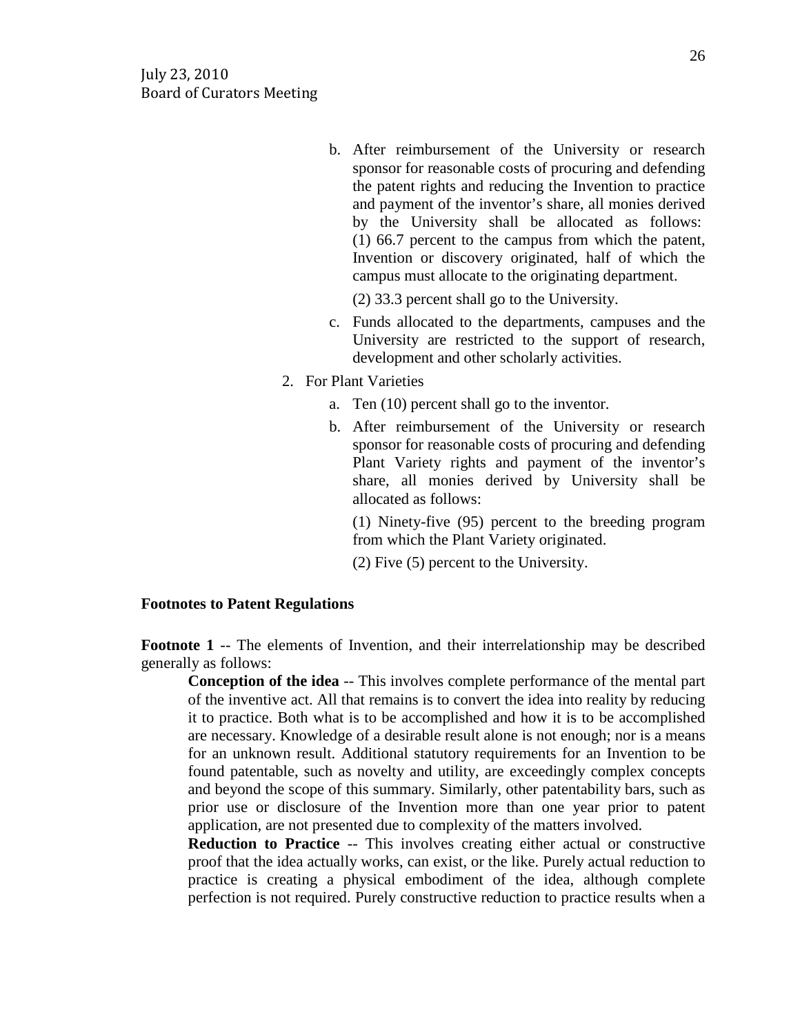b. After reimbursement of the University or research sponsor for reasonable costs of procuring and defending the patent rights and reducing the Invention to practice and payment of the inventor's share, all monies derived by the University shall be allocated as follows: (1) 66.7 percent to the campus from which the patent, Invention or discovery originated, half of which the campus must allocate to the originating department.

   (2) 33.3 percent shall go to the University.

c. Funds allocated to the departments, campuses and the University are restricted to the support of research, development and other scholarly activities.

2. For Plant Varieties

   a. Ten (10) percent shall go to the inventor.

   b. After reimbursement of the University or research sponsor for reasonable costs of procuring and defending Plant Variety rights and payment of the inventor's share, all monies derived by University shall be allocated as follows:

      (1) Ninety-five (95) percent to the breeding program from which the Plant Variety originated.

      (2) Five (5) percent to the University.

**Footnotes to Patent Regulations**

**Footnote 1** -- The elements of Invention, and their interrelationship may be described generally as follows:

**Conception of the idea** -- This involves complete performance of the mental part of the inventive act. All that remains is to convert the idea into reality by reducing it to practice. Both what is to be accomplished and how it is to be accomplished are necessary. Knowledge of a desirable result alone is not enough; nor is a means for an unknown result. Additional statutory requirements for an Invention to be found patentable, such as novelty and utility, are exceedingly complex concepts and beyond the scope of this summary. Similarly, other patentability bars, such as prior use or disclosure of the Invention more than one year prior to patent application, are not presented due to complexity of the matters involved.

**Reduction to Practice** -- This involves creating either actual or constructive proof that the idea actually works, can exist, or the like. Purely actual reduction to practice is creating a physical embodiment of the idea, although complete perfection is not required. Purely constructive reduction to practice results when a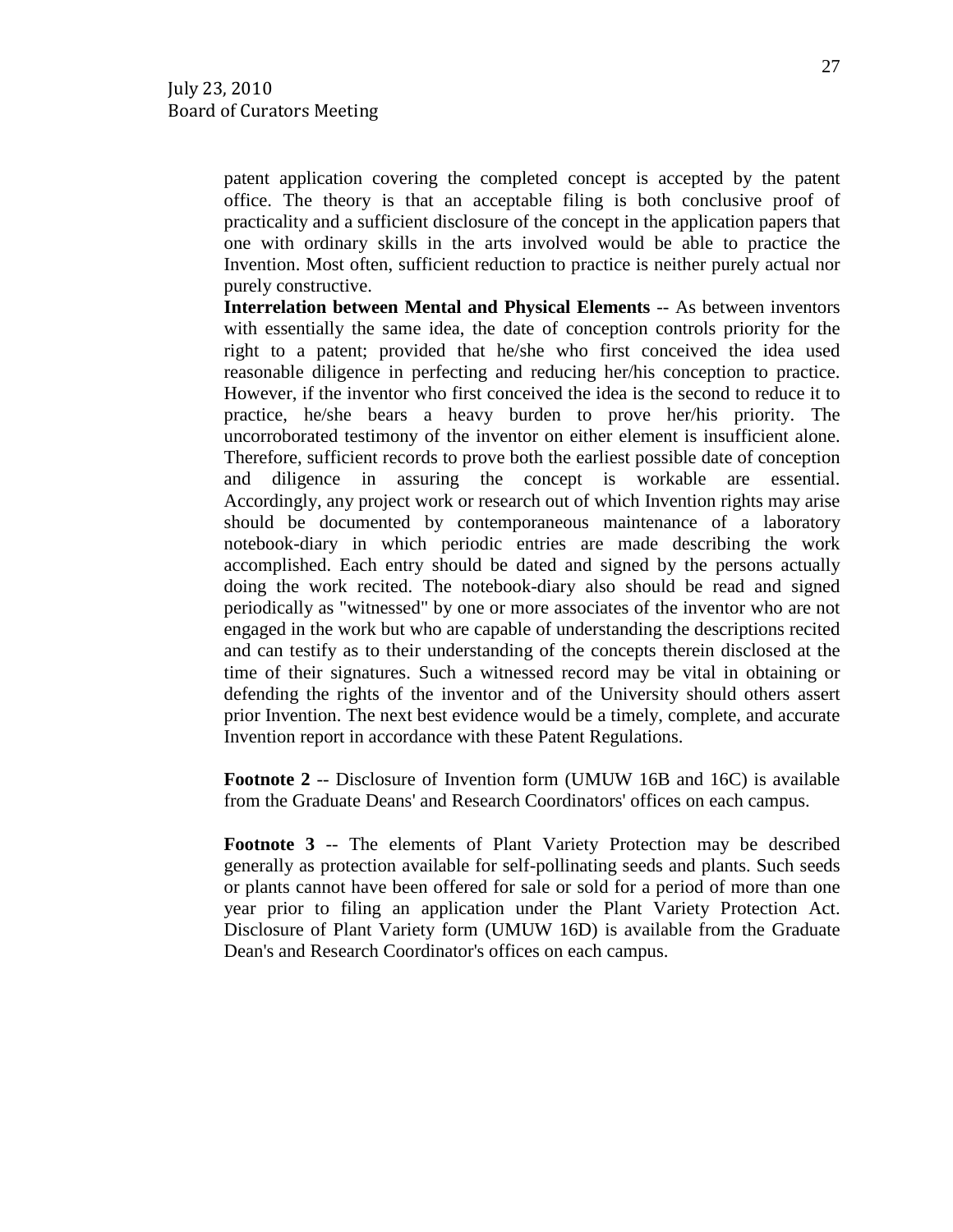patent application covering the completed concept is accepted by the patent office. The theory is that an acceptable filing is both conclusive proof of practicality and a sufficient disclosure of the concept in the application papers that one with ordinary skills in the arts involved would be able to practice the Invention. Most often, sufficient reduction to practice is neither purely actual nor purely constructive.

**Interrelation between Mental and Physical Elements** -- As between inventors with essentially the same idea, the date of conception controls priority for the right to a patent; provided that he/she who first conceived the idea used reasonable diligence in perfecting and reducing her/his conception to practice. However, if the inventor who first conceived the idea is the second to reduce it to practice, he/she bears a heavy burden to prove her/his priority. The uncorroborated testimony of the inventor on either element is insufficient alone. Therefore, sufficient records to prove both the earliest possible date of conception and diligence in assuring the concept is workable are essential. Accordingly, any project work or research out of which Invention rights may arise should be documented by contemporaneous maintenance of a laboratory notebook-diary in which periodic entries are made describing the work accomplished. Each entry should be dated and signed by the persons actually doing the work recited. The notebook-diary also should be read and signed periodically as "witnessed" by one or more associates of the inventor who are not engaged in the work but who are capable of understanding the descriptions recited and can testify as to their understanding of the concepts therein disclosed at the time of their signatures. Such a witnessed record may be vital in obtaining or defending the rights of the inventor and of the University should others assert prior Invention. The next best evidence would be a timely, complete, and accurate Invention report in accordance with these Patent Regulations.

**Footnote 2** -- Disclosure of Invention form (UMUW 16B and 16C) is available from the Graduate Deans' and Research Coordinators' offices on each campus.

**Footnote 3** -- The elements of Plant Variety Protection may be described generally as protection available for self-pollinating seeds and plants. Such seeds or plants cannot have been offered for sale or sold for a period of more than one year prior to filing an application under the Plant Variety Protection Act. Disclosure of Plant Variety form (UMUW 16D) is available from the Graduate Dean's and Research Coordinator's offices on each campus.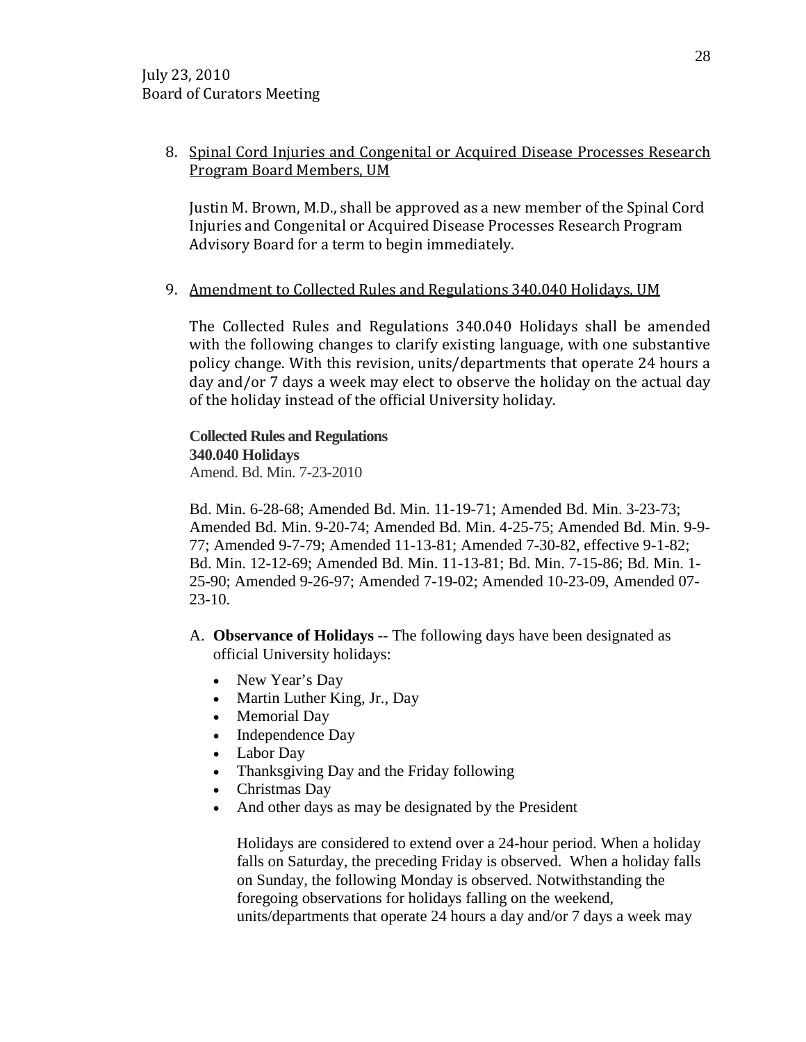8. Spinal Cord Injuries and Congenital or Acquired Disease Processes Research Program Board Members, UM

   Justin M. Brown, M.D., shall be approved as a new member of the Spinal Cord Injuries and Congenital or Acquired Disease Processes Research Program Advisory Board for a term to begin immediately.

9. Amendment to Collected Rules and Regulations 340.040 Holidays, UM

   The Collected Rules and Regulations 340.040 Holidays shall be amended with the following changes to clarify existing language, with one substantive policy change. With this revision, units/departments that operate 24 hours a day and/or 7 days a week may elect to observe the holiday on the actual day of the holiday instead of the official University holiday.

   **Collected Rules and Regulations**
   **340.040 Holidays**
   Amend. Bd. Min. 7-23-2010

   Bd. Min. 6-28-68; Amended Bd. Min. 11-19-71; Amended Bd. Min. 3-23-73; Amended Bd. Min. 9-20-74; Amended Bd. Min. 4-25-75; Amended Bd. Min. 9-9-77; Amended 9-7-79; Amended 11-13-81; Amended 7-30-82, effective 9-1-82; Bd. Min. 12-12-69; Amended Bd. Min. 11-13-81; Bd. Min. 7-15-86; Bd. Min. 1-25-90; Amended 9-26-97; Amended 7-19-02; Amended 10-23-09, Amended 07-23-10.

   A. **Observance of Holidays** -- The following days have been designated as official University holidays:

      - New Year's Day
      - Martin Luther King, Jr., Day
      - Memorial Day
      - Independence Day
      - Labor Day
      - Thanksgiving Day and the Friday following
      - Christmas Day
      - And other days as may be designated by the President

      Holidays are considered to extend over a 24-hour period. When a holiday falls on Saturday, the preceding Friday is observed. When a holiday falls on Sunday, the following Monday is observed. Notwithstanding the foregoing observations for holidays falling on the weekend, units/departments that operate 24 hours a day and/or 7 days a week may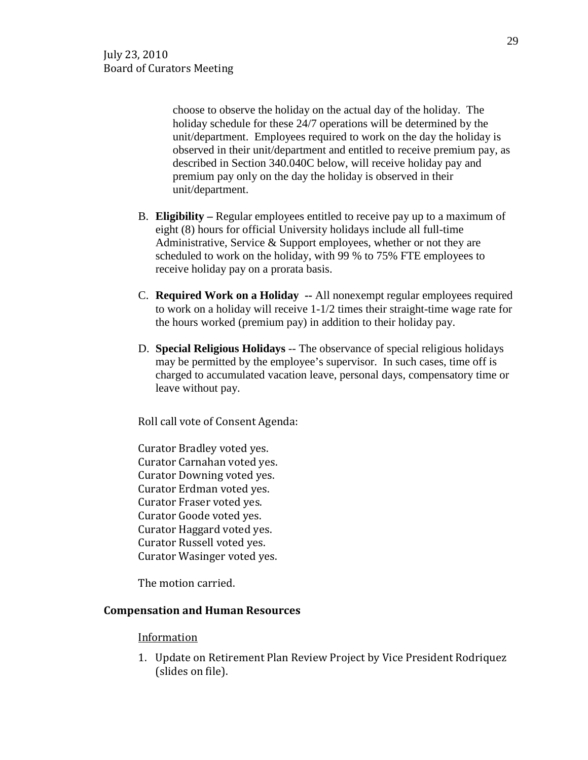choose to observe the holiday on the actual day of the holiday. The holiday schedule for these 24/7 operations will be determined by the unit/department. Employees required to work on the day the holiday is observed in their unit/department and entitled to receive premium pay, as described in Section 340.040C below, will receive holiday pay and premium pay only on the day the holiday is observed in their unit/department.

B. **Eligibility –** Regular employees entitled to receive pay up to a maximum of eight (8) hours for official University holidays include all full-time Administrative, Service & Support employees, whether or not they are scheduled to work on the holiday, with 99 % to 75% FTE employees to receive holiday pay on a prorata basis.

C. **Required Work on a Holiday --** All nonexempt regular employees required to work on a holiday will receive 1-1/2 times their straight-time wage rate for the hours worked (premium pay) in addition to their holiday pay.

D. **Special Religious Holidays** -- The observance of special religious holidays may be permitted by the employee's supervisor. In such cases, time off is charged to accumulated vacation leave, personal days, compensatory time or leave without pay.

Roll call vote of Consent Agenda:

Curator Bradley voted yes.
Curator Carnahan voted yes.
Curator Downing voted yes.
Curator Erdman voted yes.
Curator Fraser voted yes.
Curator Goode voted yes.
Curator Haggard voted yes.
Curator Russell voted yes.
Curator Wasinger voted yes.

The motion carried.

**Compensation and Human Resources**

Information

1. Update on Retirement Plan Review Project by Vice President Rodriquez (slides on file).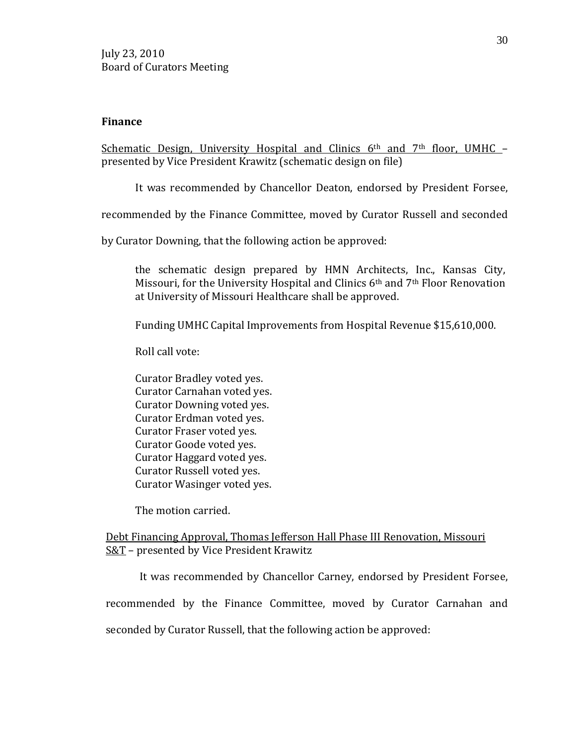## Finance

Schematic Design, University Hospital and Clinics 6th and 7th floor, UMHC – presented by Vice President Krawitz (schematic design on file)

It was recommended by Chancellor Deaton, endorsed by President Forsee, recommended by the Finance Committee, moved by Curator Russell and seconded by Curator Downing, that the following action be approved:

> the schematic design prepared by HMN Architects, Inc., Kansas City, Missouri, for the University Hospital and Clinics 6th and 7th Floor Renovation at University of Missouri Healthcare shall be approved.
>
> Funding UMHC Capital Improvements from Hospital Revenue $15,610,000.
>
> Roll call vote:
>
> Curator Bradley voted yes.
> Curator Carnahan voted yes.
> Curator Downing voted yes.
> Curator Erdman voted yes.
> Curator Fraser voted yes.
> Curator Goode voted yes.
> Curator Haggard voted yes.
> Curator Russell voted yes.
> Curator Wasinger voted yes.
>
> The motion carried.

Debt Financing Approval, Thomas Jefferson Hall Phase III Renovation, Missouri S&T – presented by Vice President Krawitz

It was recommended by Chancellor Carney, endorsed by President Forsee, recommended by the Finance Committee, moved by Curator Carnahan and seconded by Curator Russell, that the following action be approved: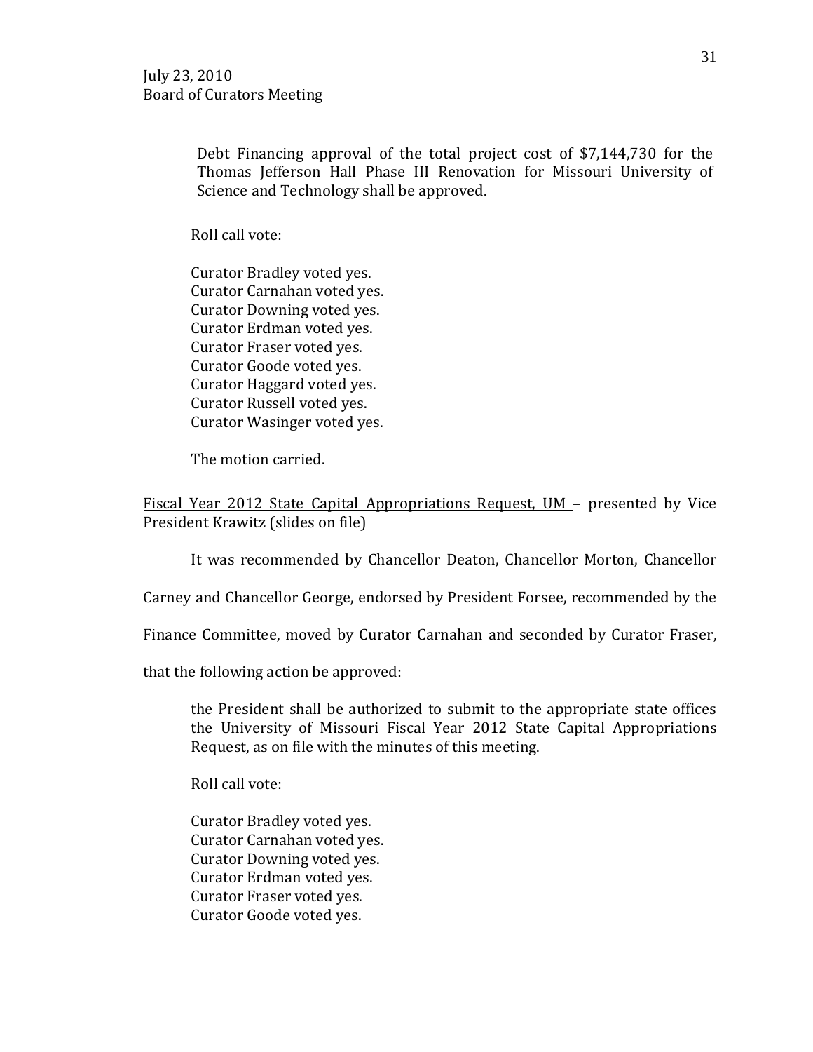Debt Financing approval of the total project cost of $7,144,730 for the Thomas Jefferson Hall Phase III Renovation for Missouri University of Science and Technology shall be approved.

Roll call vote:

Curator Bradley voted yes.
Curator Carnahan voted yes.
Curator Downing voted yes.
Curator Erdman voted yes.
Curator Fraser voted yes.
Curator Goode voted yes.
Curator Haggard voted yes.
Curator Russell voted yes.
Curator Wasinger voted yes.

The motion carried.

<u>Fiscal Year 2012 State Capital Appropriations Request, UM</u> – presented by Vice President Krawitz (slides on file)

It was recommended by Chancellor Deaton, Chancellor Morton, Chancellor Carney and Chancellor George, endorsed by President Forsee, recommended by the Finance Committee, moved by Curator Carnahan and seconded by Curator Fraser, that the following action be approved:

the President shall be authorized to submit to the appropriate state offices the University of Missouri Fiscal Year 2012 State Capital Appropriations Request, as on file with the minutes of this meeting.

Roll call vote:

Curator Bradley voted yes.
Curator Carnahan voted yes.
Curator Downing voted yes.
Curator Erdman voted yes.
Curator Fraser voted yes.
Curator Goode voted yes.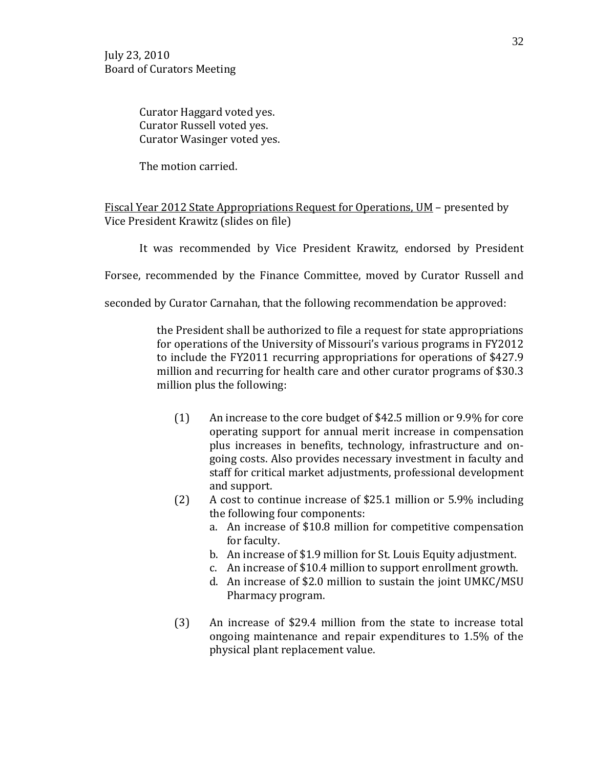Curator Haggard voted yes.
Curator Russell voted yes.
Curator Wasinger voted yes.

The motion carried.

<u>Fiscal Year 2012 State Appropriations Request for Operations, UM</u> – presented by Vice President Krawitz (slides on file)

It was recommended by Vice President Krawitz, endorsed by President Forsee, recommended by the Finance Committee, moved by Curator Russell and seconded by Curator Carnahan, that the following recommendation be approved:

> the President shall be authorized to file a request for state appropriations for operations of the University of Missouri's various programs in FY2012 to include the FY2011 recurring appropriations for operations of $427.9 million and recurring for health care and other curator programs of $30.3 million plus the following:
>
> (1) An increase to the core budget of $42.5 million or 9.9% for core operating support for annual merit increase in compensation plus increases in benefits, technology, infrastructure and on-going costs. Also provides necessary investment in faculty and staff for critical market adjustments, professional development and support.
>
> (2) A cost to continue increase of $25.1 million or 5.9% including the following four components:
>    a. An increase of $10.8 million for competitive compensation for faculty.
>    b. An increase of $1.9 million for St. Louis Equity adjustment.
>    c. An increase of $10.4 million to support enrollment growth.
>    d. An increase of $2.0 million to sustain the joint UMKC/MSU Pharmacy program.
>
> (3) An increase of $29.4 million from the state to increase total ongoing maintenance and repair expenditures to 1.5% of the physical plant replacement value.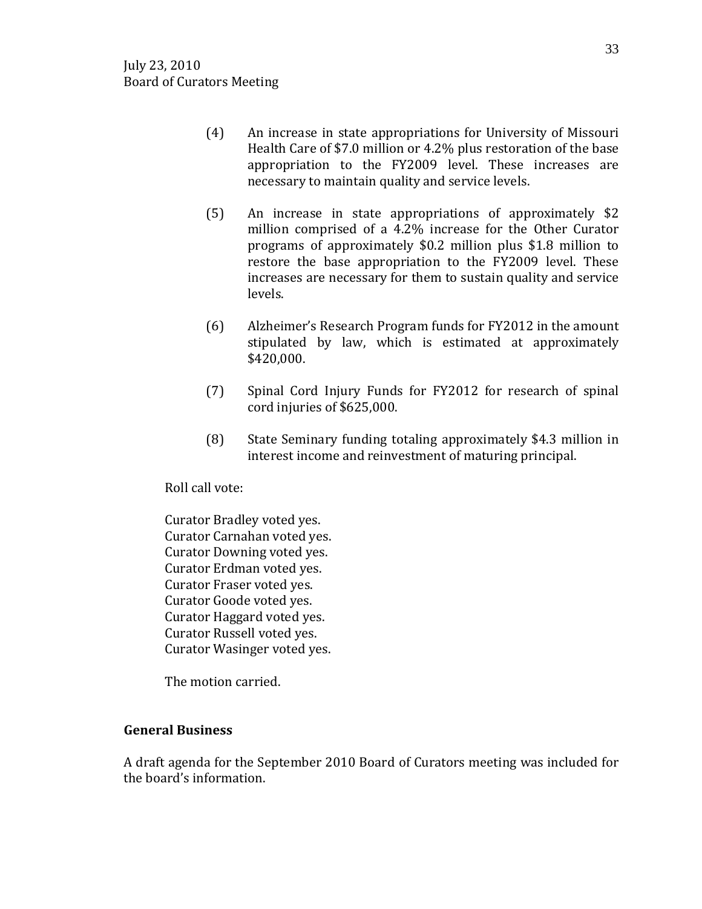(4) An increase in state appropriations for University of Missouri Health Care of $7.0 million or 4.2% plus restoration of the base appropriation to the FY2009 level. These increases are necessary to maintain quality and service levels.

(5) An increase in state appropriations of approximately $2 million comprised of a 4.2% increase for the Other Curator programs of approximately $0.2 million plus $1.8 million to restore the base appropriation to the FY2009 level. These increases are necessary for them to sustain quality and service levels.

(6) Alzheimer's Research Program funds for FY2012 in the amount stipulated by law, which is estimated at approximately $420,000.

(7) Spinal Cord Injury Funds for FY2012 for research of spinal cord injuries of $625,000.

(8) State Seminary funding totaling approximately $4.3 million in interest income and reinvestment of maturing principal.

Roll call vote:

Curator Bradley voted yes.
Curator Carnahan voted yes.
Curator Downing voted yes.
Curator Erdman voted yes.
Curator Fraser voted yes.
Curator Goode voted yes.
Curator Haggard voted yes.
Curator Russell voted yes.
Curator Wasinger voted yes.

The motion carried.

**General Business**

A draft agenda for the September 2010 Board of Curators meeting was included for the board's information.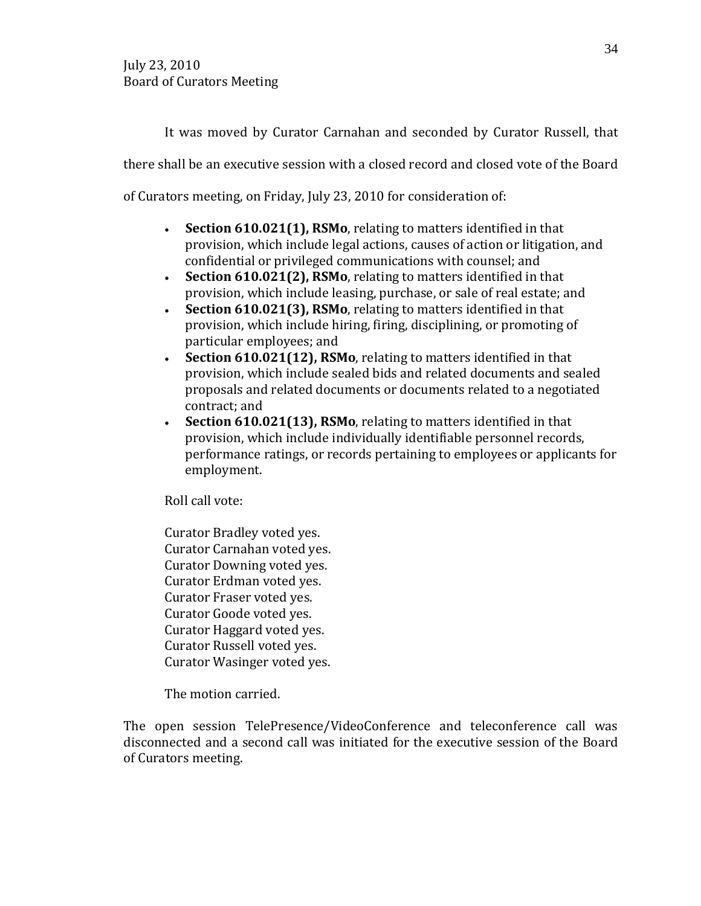It was moved by Curator Carnahan and seconded by Curator Russell, that there shall be an executive session with a closed record and closed vote of the Board of Curators meeting, on Friday, July 23, 2010 for consideration of:

- **Section 610.021(1), RSMo**, relating to matters identified in that provision, which include legal actions, causes of action or litigation, and confidential or privileged communications with counsel; and
- **Section 610.021(2), RSMo**, relating to matters identified in that provision, which include leasing, purchase, or sale of real estate; and
- **Section 610.021(3), RSMo**, relating to matters identified in that provision, which include hiring, firing, disciplining, or promoting of particular employees; and
- **Section 610.021(12), RSMo**, relating to matters identified in that provision, which include sealed bids and related documents and sealed proposals and related documents or documents related to a negotiated contract; and
- **Section 610.021(13), RSMo**, relating to matters identified in that provision, which include individually identifiable personnel records, performance ratings, or records pertaining to employees or applicants for employment.

Roll call vote:

Curator Bradley voted yes.
Curator Carnahan voted yes.
Curator Downing voted yes.
Curator Erdman voted yes.
Curator Fraser voted yes.
Curator Goode voted yes.
Curator Haggard voted yes.
Curator Russell voted yes.
Curator Wasinger voted yes.

The motion carried.

The open session TelePresence/VideoConference and teleconference call was disconnected and a second call was initiated for the executive session of the Board of Curators meeting.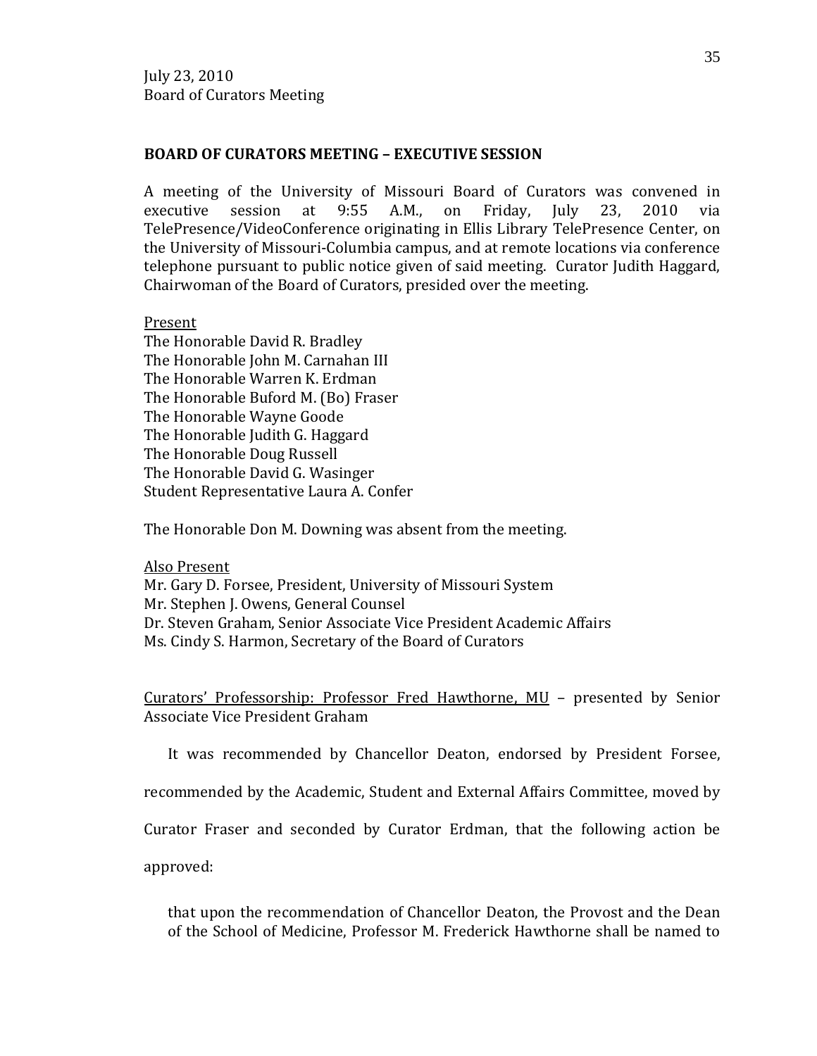July 23, 2010
Board of Curators Meeting

**BOARD OF CURATORS MEETING – EXECUTIVE SESSION**

A meeting of the University of Missouri Board of Curators was convened in executive session at 9:55 A.M., on Friday, July 23, 2010 via TelePresence/VideoConference originating in Ellis Library TelePresence Center, on the University of Missouri-Columbia campus, and at remote locations via conference telephone pursuant to public notice given of said meeting. Curator Judith Haggard, Chairwoman of the Board of Curators, presided over the meeting.

Present
The Honorable David R. Bradley
The Honorable John M. Carnahan III
The Honorable Warren K. Erdman
The Honorable Buford M. (Bo) Fraser
The Honorable Wayne Goode
The Honorable Judith G. Haggard
The Honorable Doug Russell
The Honorable David G. Wasinger
Student Representative Laura A. Confer

The Honorable Don M. Downing was absent from the meeting.

Also Present
Mr. Gary D. Forsee, President, University of Missouri System
Mr. Stephen J. Owens, General Counsel
Dr. Steven Graham, Senior Associate Vice President Academic Affairs
Ms. Cindy S. Harmon, Secretary of the Board of Curators

Curators' Professorship: Professor Fred Hawthorne, MU – presented by Senior Associate Vice President Graham

It was recommended by Chancellor Deaton, endorsed by President Forsee, recommended by the Academic, Student and External Affairs Committee, moved by Curator Fraser and seconded by Curator Erdman, that the following action be approved:

that upon the recommendation of Chancellor Deaton, the Provost and the Dean of the School of Medicine, Professor M. Frederick Hawthorne shall be named to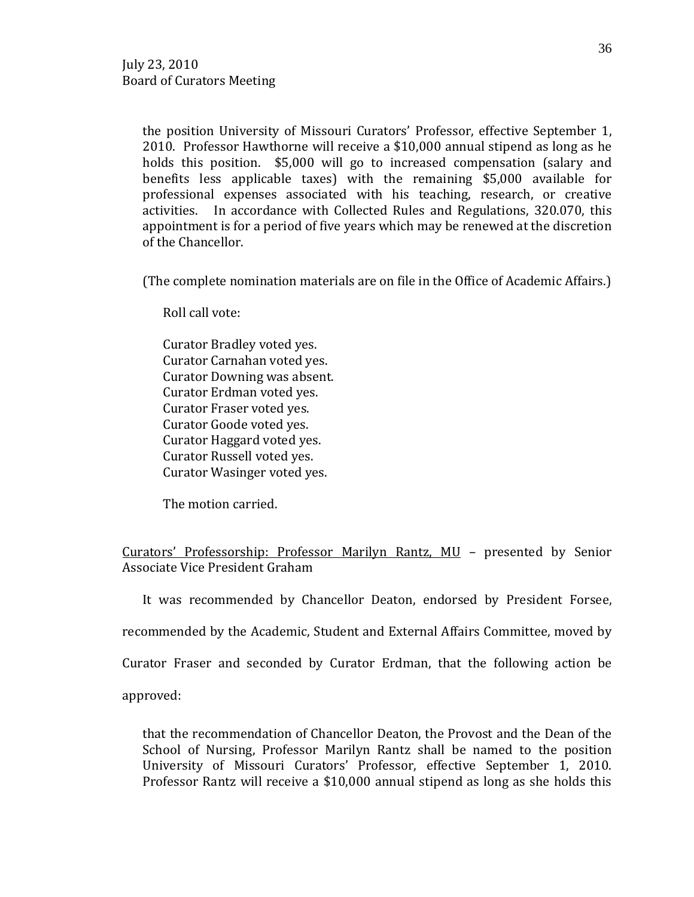the position University of Missouri Curators' Professor, effective September 1, 2010. Professor Hawthorne will receive a $10,000 annual stipend as long as he holds this position. $5,000 will go to increased compensation (salary and benefits less applicable taxes) with the remaining $5,000 available for professional expenses associated with his teaching, research, or creative activities. In accordance with Collected Rules and Regulations, 320.070, this appointment is for a period of five years which may be renewed at the discretion of the Chancellor.

(The complete nomination materials are on file in the Office of Academic Affairs.)

Roll call vote:

Curator Bradley voted yes.
Curator Carnahan voted yes.
Curator Downing was absent.
Curator Erdman voted yes.
Curator Fraser voted yes.
Curator Goode voted yes.
Curator Haggard voted yes.
Curator Russell voted yes.
Curator Wasinger voted yes.

The motion carried.

<u>Curators' Professorship: Professor Marilyn Rantz, MU</u> – presented by Senior Associate Vice President Graham

It was recommended by Chancellor Deaton, endorsed by President Forsee, recommended by the Academic, Student and External Affairs Committee, moved by Curator Fraser and seconded by Curator Erdman, that the following action be approved:

that the recommendation of Chancellor Deaton, the Provost and the Dean of the School of Nursing, Professor Marilyn Rantz shall be named to the position University of Missouri Curators' Professor, effective September 1, 2010. Professor Rantz will receive a $10,000 annual stipend as long as she holds this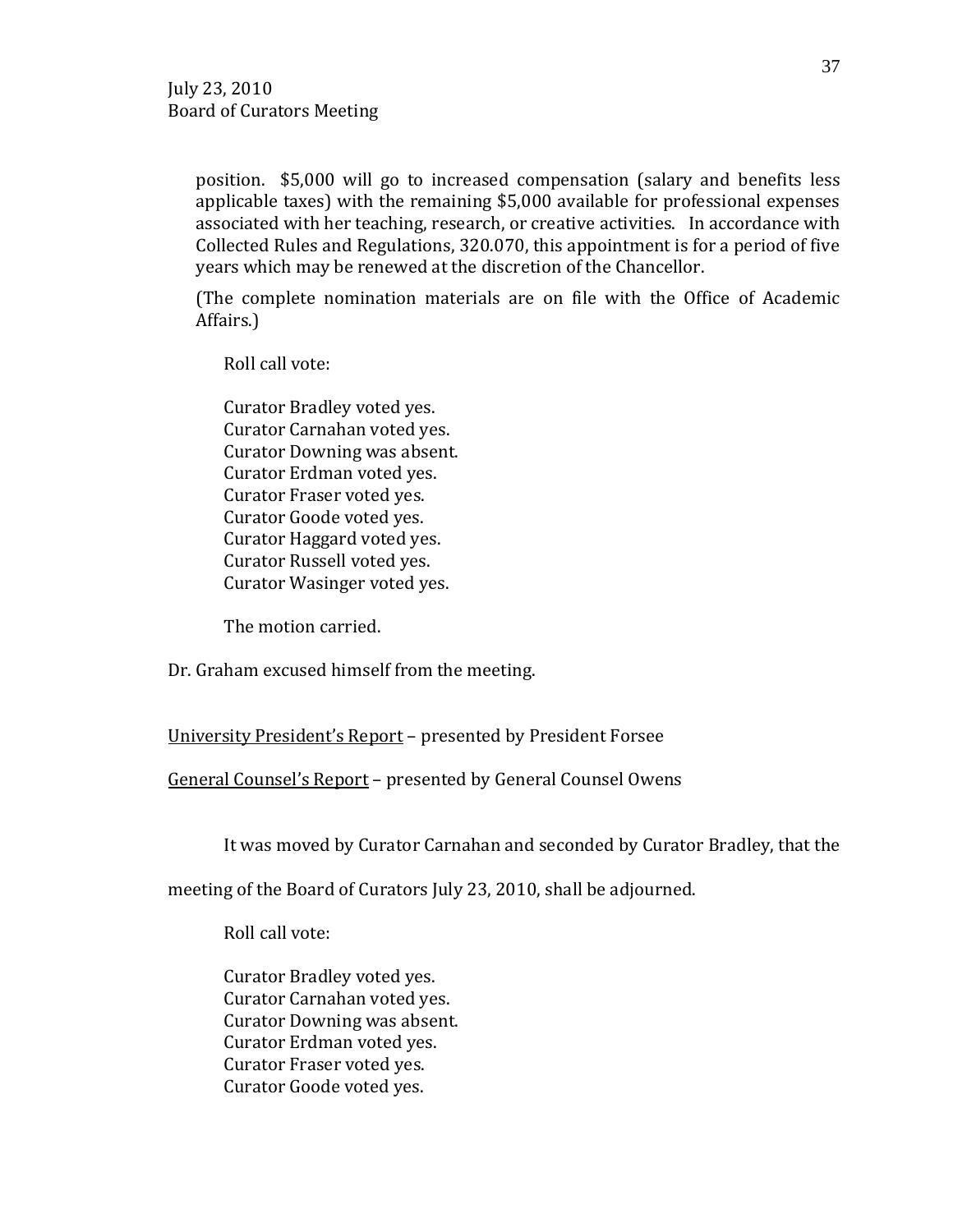position. $5,000 will go to increased compensation (salary and benefits less applicable taxes) with the remaining $5,000 available for professional expenses associated with her teaching, research, or creative activities. In accordance with Collected Rules and Regulations, 320.070, this appointment is for a period of five years which may be renewed at the discretion of the Chancellor.

(The complete nomination materials are on file with the Office of Academic Affairs.)

Roll call vote:

Curator Bradley voted yes.
Curator Carnahan voted yes.
Curator Downing was absent.
Curator Erdman voted yes.
Curator Fraser voted yes.
Curator Goode voted yes.
Curator Haggard voted yes.
Curator Russell voted yes.
Curator Wasinger voted yes.

The motion carried.

Dr. Graham excused himself from the meeting.

<u>University President's Report</u> – presented by President Forsee

<u>General Counsel's Report</u> – presented by General Counsel Owens

It was moved by Curator Carnahan and seconded by Curator Bradley, that the meeting of the Board of Curators July 23, 2010, shall be adjourned.

Roll call vote:

Curator Bradley voted yes.
Curator Carnahan voted yes.
Curator Downing was absent.
Curator Erdman voted yes.
Curator Fraser voted yes.
Curator Goode voted yes.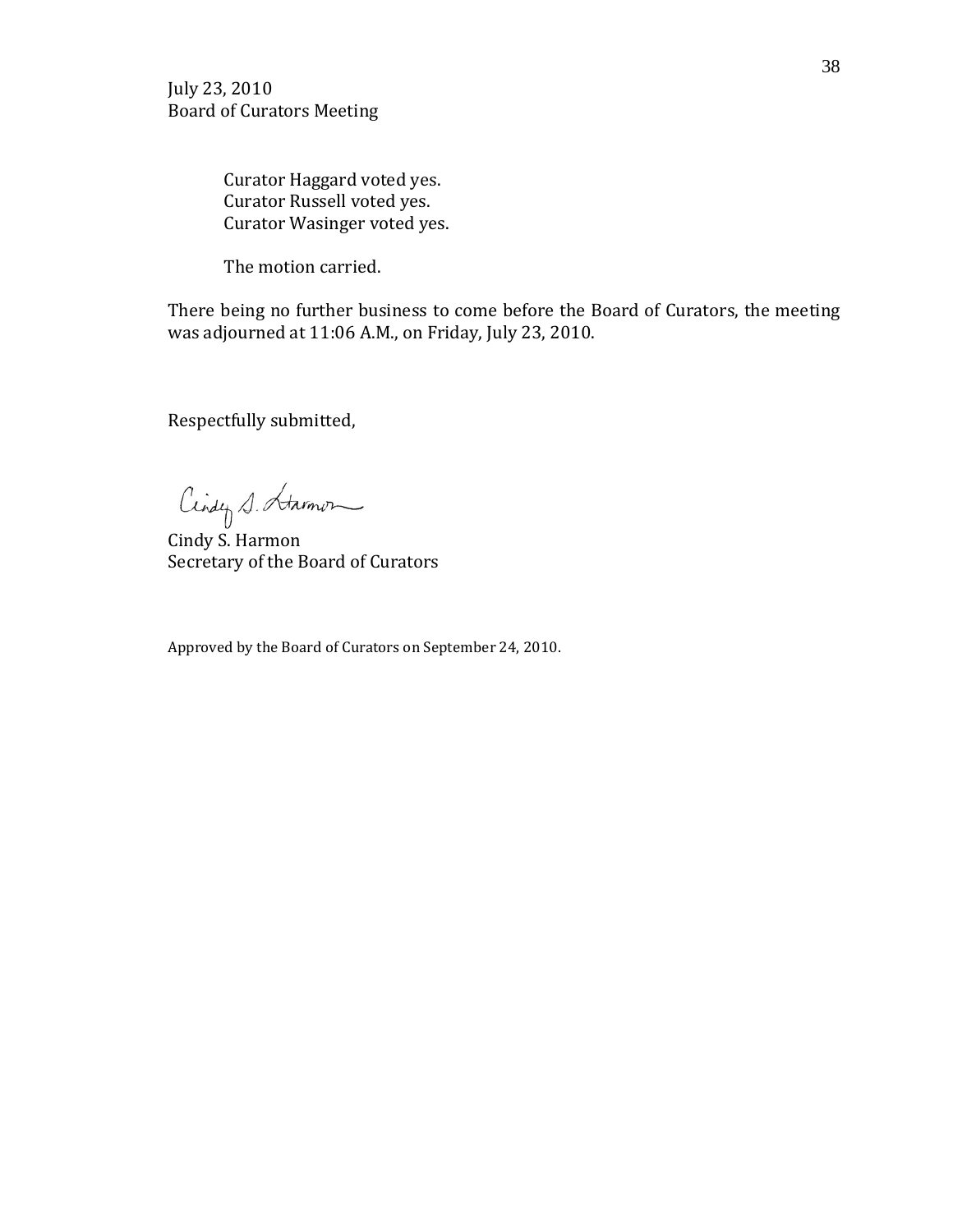Curator Haggard voted yes.
Curator Russell voted yes.
Curator Wasinger voted yes.

The motion carried.

There being no further business to come before the Board of Curators, the meeting was adjourned at 11:06 A.M., on Friday, July 23, 2010.

Respectfully submitted,

Cindy S. Harmon
Secretary of the Board of Curators

Approved by the Board of Curators on September 24, 2010.